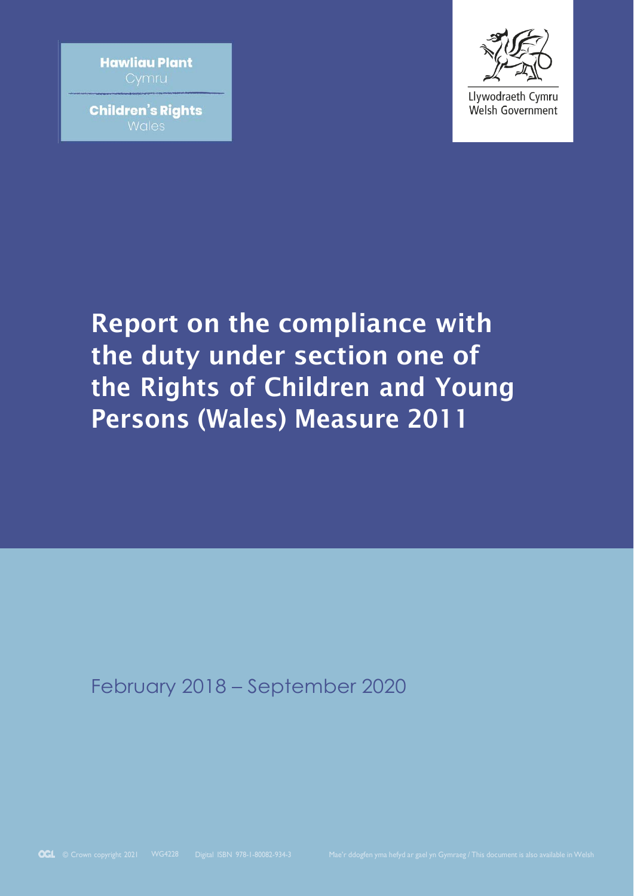Hawliau Plant
Cymru

Children's Rights
Wales

Llywodraeth Cymru
Welsh Government

# Report on the compliance with the duty under section one of the Rights of Children and Young Persons (Wales) Measure 2011

February 2018 – September 2020

© Crown copyright 2021 WG4228 Digital ISBN 978-1-80082-934-3

Mae'r ddogfen yma hefyd ar gael yn Gymraeg / This document is also available in Welsh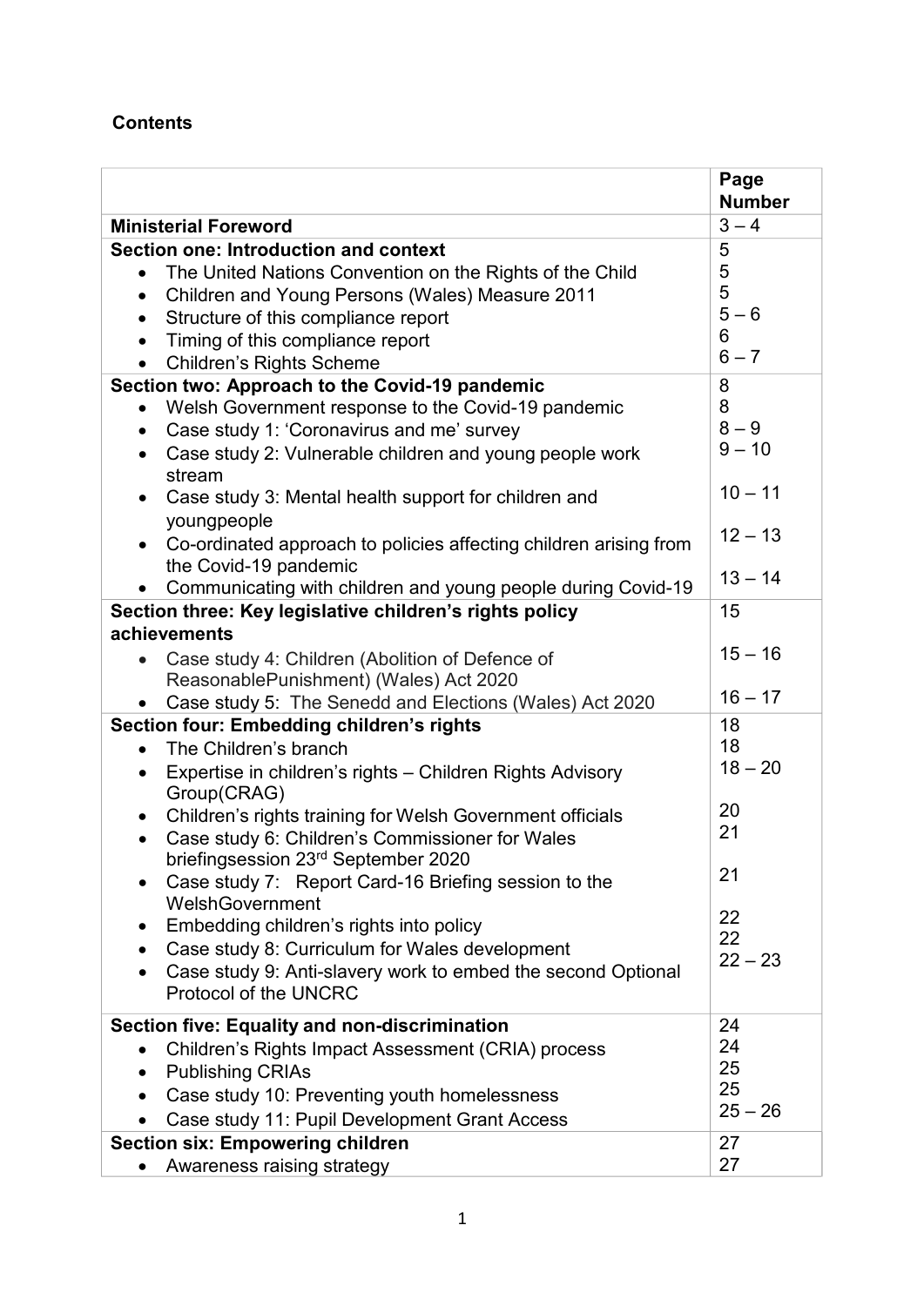**Contents**

| | Page Number |
|---|---|
| **Ministerial Foreword** | 3 – 4 |
| **Section one: Introduction and context** | 5 |
| • The United Nations Convention on the Rights of the Child | 5 |
| • Children and Young Persons (Wales) Measure 2011 | 5 |
| • Structure of this compliance report | 5 – 6 |
| • Timing of this compliance report | 6 |
| • Children's Rights Scheme | 6 – 7 |
| **Section two: Approach to the Covid-19 pandemic** | 8 |
| • Welsh Government response to the Covid-19 pandemic | 8 |
| • Case study 1: 'Coronavirus and me' survey | 8 – 9 |
| • Case study 2: Vulnerable children and young people work stream | 9 – 10 |
| • Case study 3: Mental health support for children and youngpeople | 10 – 11 |
| • Co-ordinated approach to policies affecting children arising from the Covid-19 pandemic | 12 – 13 |
| • Communicating with children and young people during Covid-19 | 13 – 14 |
| **Section three: Key legislative children's rights policy achievements** | 15 |
| • Case study 4: Children (Abolition of Defence of ReasonablePunishment) (Wales) Act 2020 | 15 – 16 |
| • Case study 5: The Senedd and Elections (Wales) Act 2020 | 16 – 17 |
| **Section four: Embedding children's rights** | 18 |
| • The Children's branch | 18 |
| • Expertise in children's rights – Children Rights Advisory Group(CRAG) | 18 – 20 |
| • Children's rights training for Welsh Government officials | 20 |
| • Case study 6: Children's Commissioner for Wales briefingsession 23rd September 2020 | 21 |
| • Case study 7: Report Card-16 Briefing session to the WelshGovernment | 21 |
| • Embedding children's rights into policy | 22 |
| • Case study 8: Curriculum for Wales development | 22 |
| • Case study 9: Anti-slavery work to embed the second Optional Protocol of the UNCRC | 22 – 23 |
| **Section five: Equality and non-discrimination** | 24 |
| • Children's Rights Impact Assessment (CRIA) process | 24 |
| • Publishing CRIAs | 25 |
| • Case study 10: Preventing youth homelessness | 25 |
| • Case study 11: Pupil Development Grant Access | 25 – 26 |
| **Section six: Empowering children** | 27 |
| • Awareness raising strategy | 27 |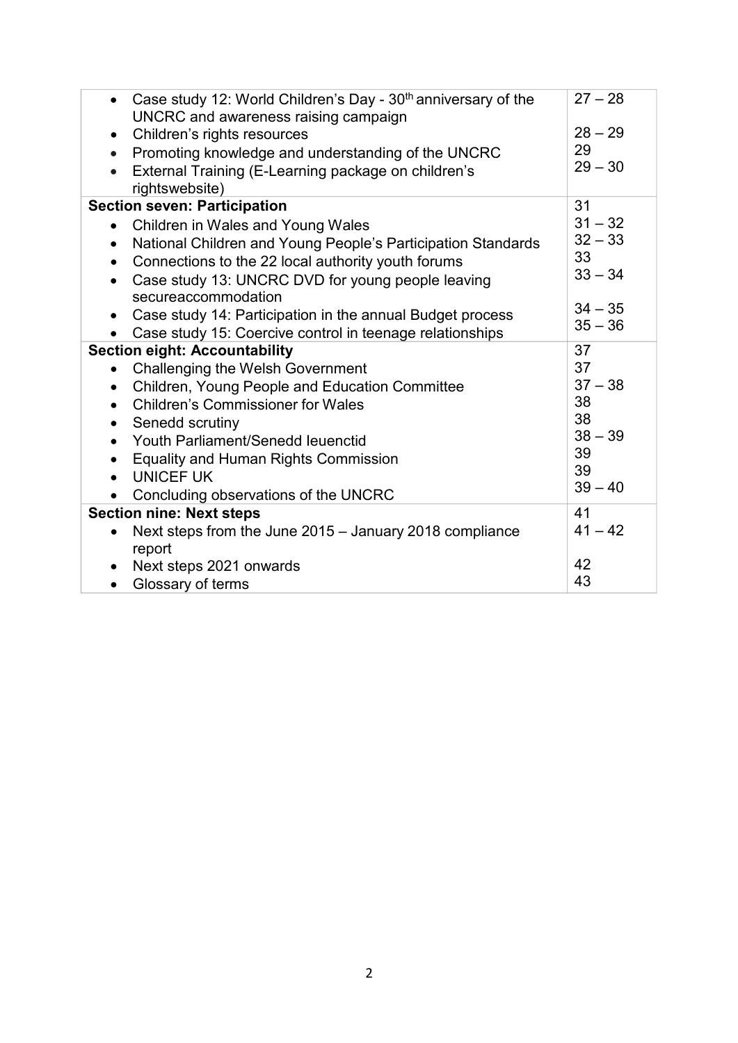| | |
|---|---|
| • Case study 12: World Children's Day - 30th anniversary of the UNCRC and awareness raising campaign<br>• Children's rights resources<br>• Promoting knowledge and understanding of the UNCRC<br>• External Training (E-Learning package on children's rightswebsite) | 27 – 28<br><br>28 – 29<br>29<br>29 – 30 |
| **Section seven: Participation**<br>• Children in Wales and Young Wales<br>• National Children and Young People's Participation Standards<br>• Connections to the 22 local authority youth forums<br>• Case study 13: UNCRC DVD for young people leaving secureaccommodation<br>• Case study 14: Participation in the annual Budget process<br>• Case study 15: Coercive control in teenage relationships | 31<br>31 – 32<br>32 – 33<br>33<br>33 – 34<br><br>34 – 35<br>35 – 36 |
| **Section eight: Accountability**<br>• Challenging the Welsh Government<br>• Children, Young People and Education Committee<br>• Children's Commissioner for Wales<br>• Senedd scrutiny<br>• Youth Parliament/Senedd Ieuenctid<br>• Equality and Human Rights Commission<br>• UNICEF UK<br>• Concluding observations of the UNCRC | 37<br>37<br>37 – 38<br>38<br>38<br>38 – 39<br>39<br>39<br>39 – 40 |
| **Section nine: Next steps**<br>• Next steps from the June 2015 – January 2018 compliance report<br>• Next steps 2021 onwards<br>• Glossary of terms | 41<br>41 – 42<br><br>42<br>43 |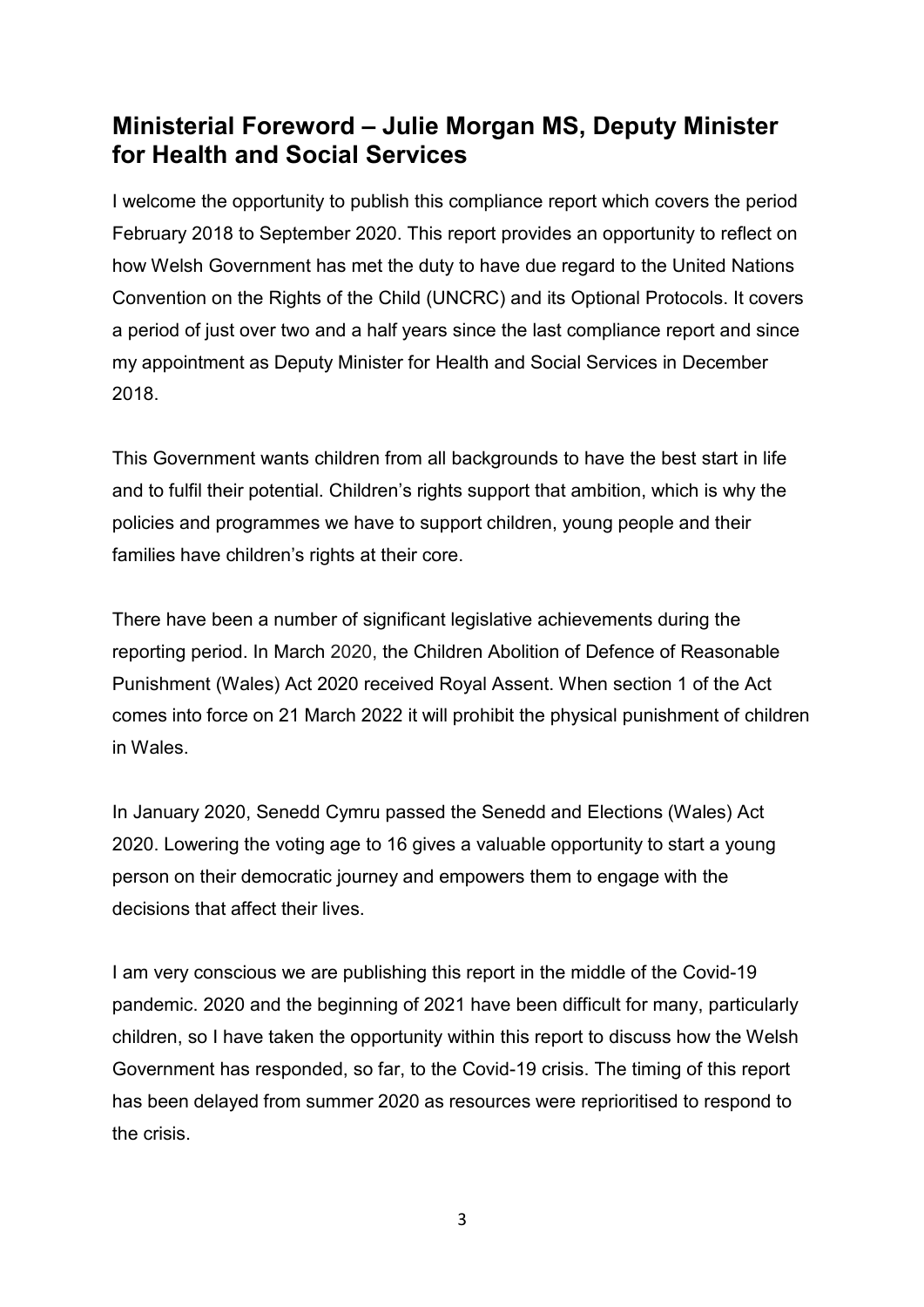## Ministerial Foreword – Julie Morgan MS, Deputy Minister for Health and Social Services

I welcome the opportunity to publish this compliance report which covers the period February 2018 to September 2020. This report provides an opportunity to reflect on how Welsh Government has met the duty to have due regard to the United Nations Convention on the Rights of the Child (UNCRC) and its Optional Protocols. It covers a period of just over two and a half years since the last compliance report and since my appointment as Deputy Minister for Health and Social Services in December 2018.

This Government wants children from all backgrounds to have the best start in life and to fulfil their potential. Children's rights support that ambition, which is why the policies and programmes we have to support children, young people and their families have children's rights at their core.

There have been a number of significant legislative achievements during the reporting period. In March 2020, the Children Abolition of Defence of Reasonable Punishment (Wales) Act 2020 received Royal Assent. When section 1 of the Act comes into force on 21 March 2022 it will prohibit the physical punishment of children in Wales.

In January 2020, Senedd Cymru passed the Senedd and Elections (Wales) Act 2020. Lowering the voting age to 16 gives a valuable opportunity to start a young person on their democratic journey and empowers them to engage with the decisions that affect their lives.

I am very conscious we are publishing this report in the middle of the Covid-19 pandemic. 2020 and the beginning of 2021 have been difficult for many, particularly children, so I have taken the opportunity within this report to discuss how the Welsh Government has responded, so far, to the Covid-19 crisis. The timing of this report has been delayed from summer 2020 as resources were reprioritised to respond to the crisis.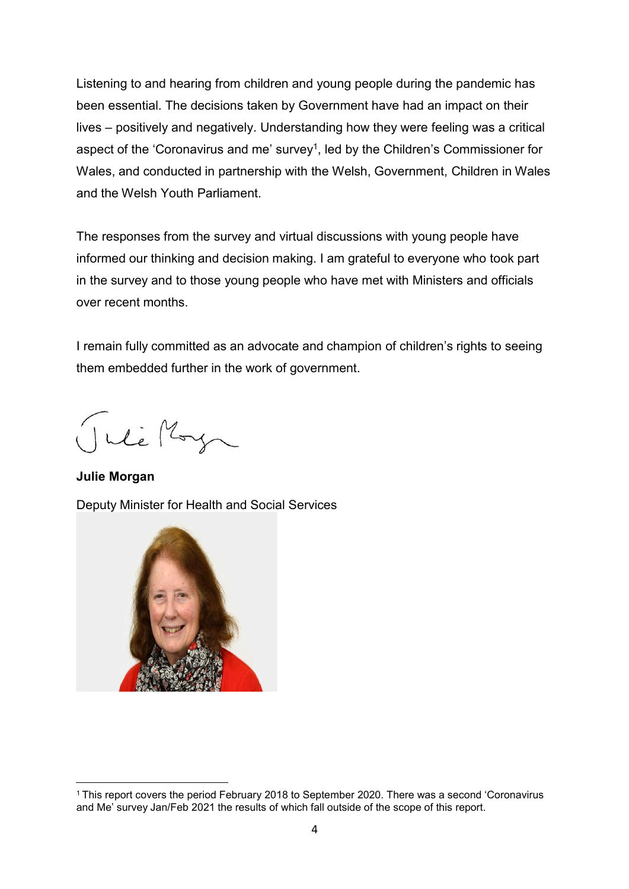Listening to and hearing from children and young people during the pandemic has been essential. The decisions taken by Government have had an impact on their lives – positively and negatively. Understanding how they were feeling was a critical aspect of the 'Coronavirus and me' survey[1], led by the Children's Commissioner for Wales, and conducted in partnership with the Welsh, Government, Children in Wales and the Welsh Youth Parliament.

The responses from the survey and virtual discussions with young people have informed our thinking and decision making. I am grateful to everyone who took part in the survey and to those young people who have met with Ministers and officials over recent months.

I remain fully committed as an advocate and champion of children's rights to seeing them embedded further in the work of government.

**Julie Morgan**

Deputy Minister for Health and Social Services

[1] This report covers the period February 2018 to September 2020. There was a second 'Coronavirus and Me' survey Jan/Feb 2021 the results of which fall outside of the scope of this report.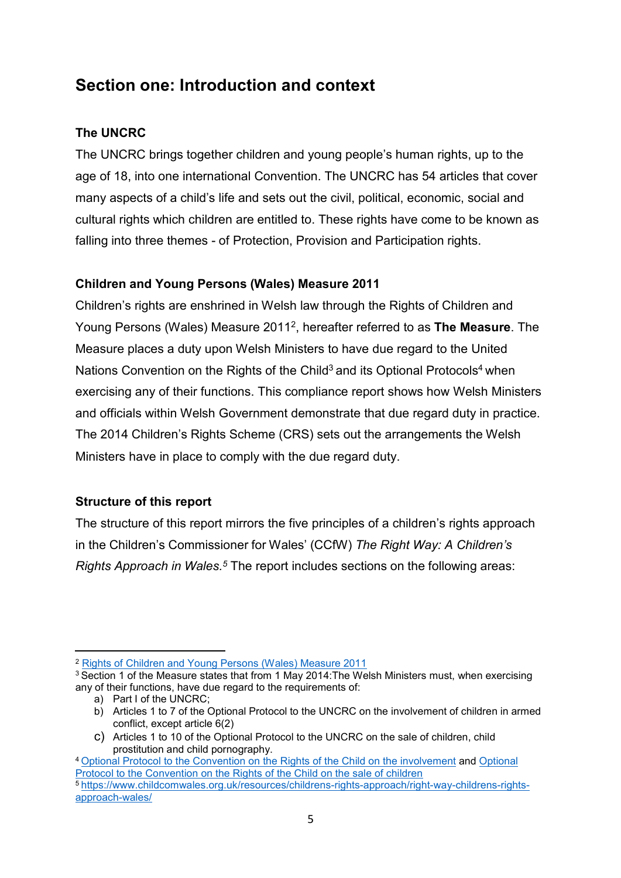## Section one: Introduction and context

**The UNCRC**

The UNCRC brings together children and young people's human rights, up to the age of 18, into one international Convention. The UNCRC has 54 articles that cover many aspects of a child's life and sets out the civil, political, economic, social and cultural rights which children are entitled to. These rights have come to be known as falling into three themes - of Protection, Provision and Participation rights.

**Children and Young Persons (Wales) Measure 2011**

Children's rights are enshrined in Welsh law through the Rights of Children and Young Persons (Wales) Measure 2011[2], hereafter referred to as **The Measure**. The Measure places a duty upon Welsh Ministers to have due regard to the United Nations Convention on the Rights of the Child[3] and its Optional Protocols[4] when exercising any of their functions. This compliance report shows how Welsh Ministers and officials within Welsh Government demonstrate that due regard duty in practice. The 2014 Children's Rights Scheme (CRS) sets out the arrangements the Welsh Ministers have in place to comply with the due regard duty.

**Structure of this report**

The structure of this report mirrors the five principles of a children's rights approach in the Children's Commissioner for Wales' (CCfW) *The Right Way: A Children's Rights Approach in Wales.*[5] The report includes sections on the following areas:

---

[2] Rights of Children and Young Persons (Wales) Measure 2011

[3] Section 1 of the Measure states that from 1 May 2014:The Welsh Ministers must, when exercising any of their functions, have due regard to the requirements of:

a) Part I of the UNCRC;
b) Articles 1 to 7 of the Optional Protocol to the UNCRC on the involvement of children in armed conflict, except article 6(2)
c) Articles 1 to 10 of the Optional Protocol to the UNCRC on the sale of children, child prostitution and child pornography.

[4] Optional Protocol to the Convention on the Rights of the Child on the involvement and Optional Protocol to the Convention on the Rights of the Child on the sale of children

[5] https://www.childcomwales.org.uk/resources/childrens-rights-approach/right-way-childrens-rights-approach-wales/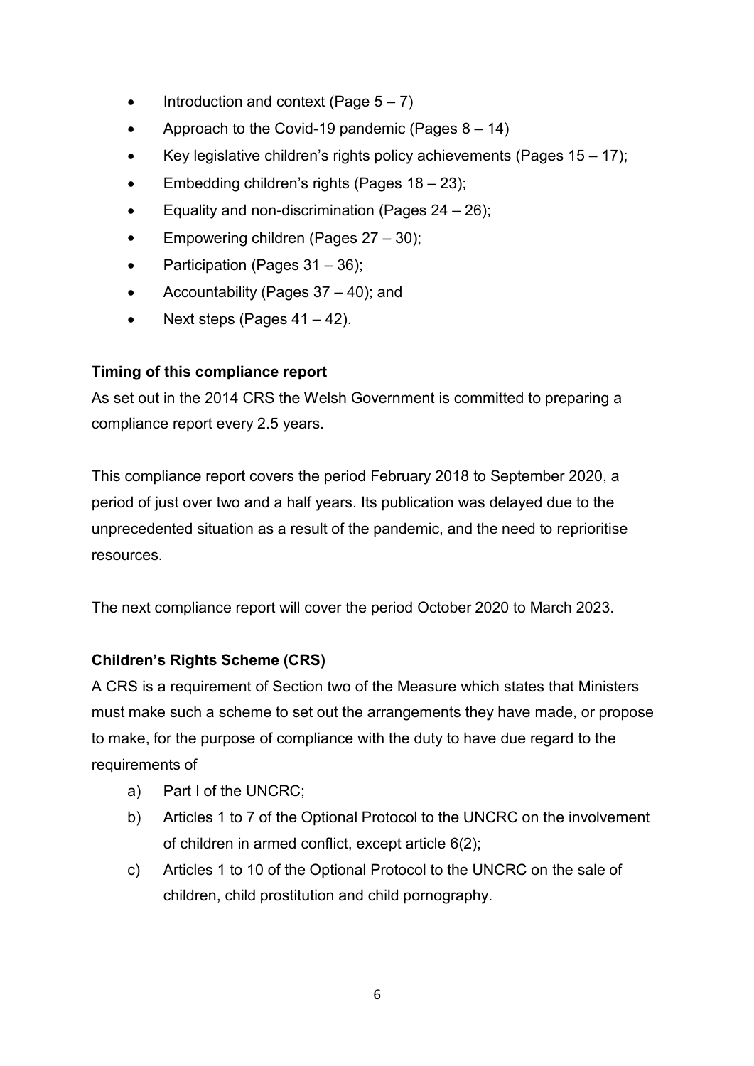- Introduction and context (Page 5 – 7)
- Approach to the Covid-19 pandemic (Pages 8 – 14)
- Key legislative children's rights policy achievements (Pages 15 – 17);
- Embedding children's rights (Pages 18 – 23);
- Equality and non-discrimination (Pages 24 – 26);
- Empowering children (Pages 27 – 30);
- Participation (Pages 31 – 36);
- Accountability (Pages 37 – 40); and
- Next steps (Pages 41 – 42).

**Timing of this compliance report**

As set out in the 2014 CRS the Welsh Government is committed to preparing a compliance report every 2.5 years.

This compliance report covers the period February 2018 to September 2020, a period of just over two and a half years. Its publication was delayed due to the unprecedented situation as a result of the pandemic, and the need to reprioritise resources.

The next compliance report will cover the period October 2020 to March 2023.

**Children's Rights Scheme (CRS)**

A CRS is a requirement of Section two of the Measure which states that Ministers must make such a scheme to set out the arrangements they have made, or propose to make, for the purpose of compliance with the duty to have due regard to the requirements of

a) Part I of the UNCRC;
b) Articles 1 to 7 of the Optional Protocol to the UNCRC on the involvement of children in armed conflict, except article 6(2);
c) Articles 1 to 10 of the Optional Protocol to the UNCRC on the sale of children, child prostitution and child pornography.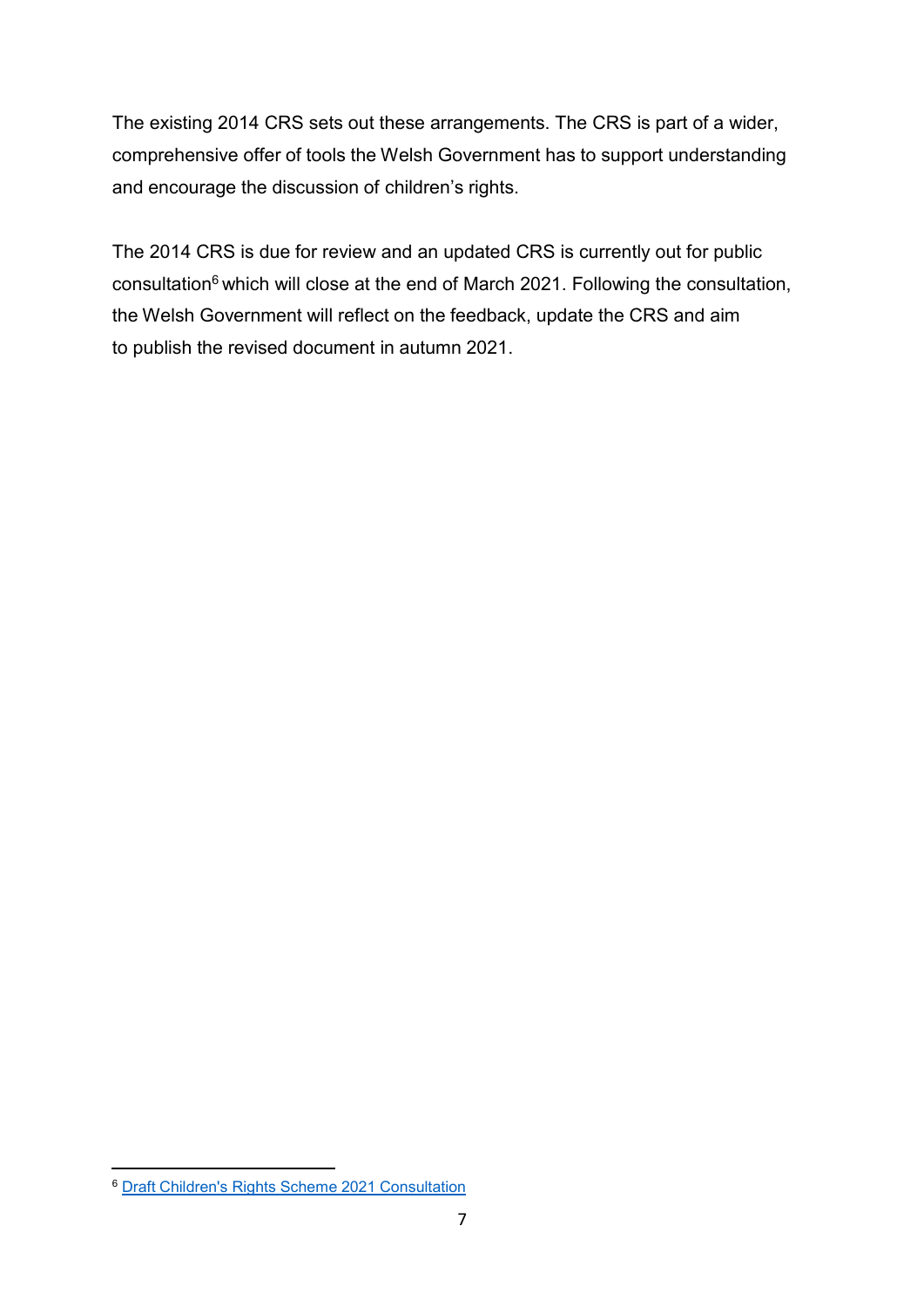The existing 2014 CRS sets out these arrangements. The CRS is part of a wider, comprehensive offer of tools the Welsh Government has to support understanding and encourage the discussion of children's rights.

The 2014 CRS is due for review and an updated CRS is currently out for public consultation[6] which will close at the end of March 2021. Following the consultation, the Welsh Government will reflect on the feedback, update the CRS and aim to publish the revised document in autumn 2021.

---

[6] Draft Children's Rights Scheme 2021 Consultation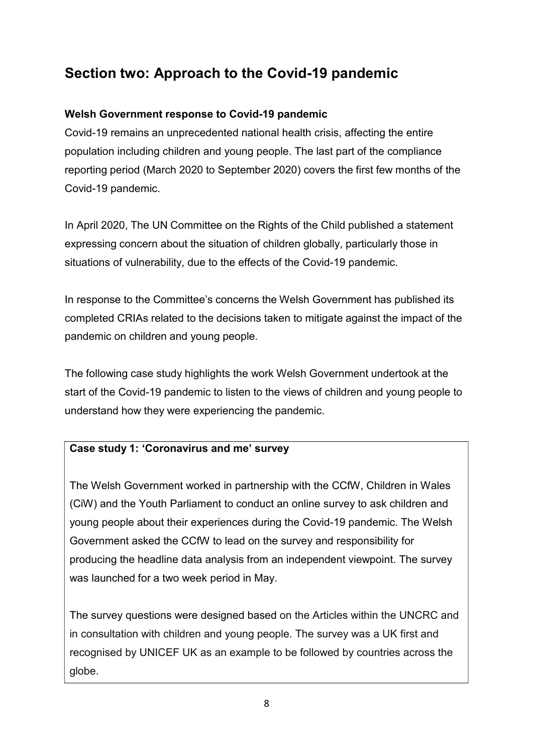## Section two: Approach to the Covid-19 pandemic

**Welsh Government response to Covid-19 pandemic**

Covid-19 remains an unprecedented national health crisis, affecting the entire population including children and young people. The last part of the compliance reporting period (March 2020 to September 2020) covers the first few months of the Covid-19 pandemic.

In April 2020, The UN Committee on the Rights of the Child published a statement expressing concern about the situation of children globally, particularly those in situations of vulnerability, due to the effects of the Covid-19 pandemic.

In response to the Committee's concerns the Welsh Government has published its completed CRIAs related to the decisions taken to mitigate against the impact of the pandemic on children and young people.

The following case study highlights the work Welsh Government undertook at the start of the Covid-19 pandemic to listen to the views of children and young people to understand how they were experiencing the pandemic.

**Case study 1: 'Coronavirus and me' survey**

The Welsh Government worked in partnership with the CCfW, Children in Wales (CiW) and the Youth Parliament to conduct an online survey to ask children and young people about their experiences during the Covid-19 pandemic. The Welsh Government asked the CCfW to lead on the survey and responsibility for producing the headline data analysis from an independent viewpoint. The survey was launched for a two week period in May.

The survey questions were designed based on the Articles within the UNCRC and in consultation with children and young people. The survey was a UK first and recognised by UNICEF UK as an example to be followed by countries across the globe.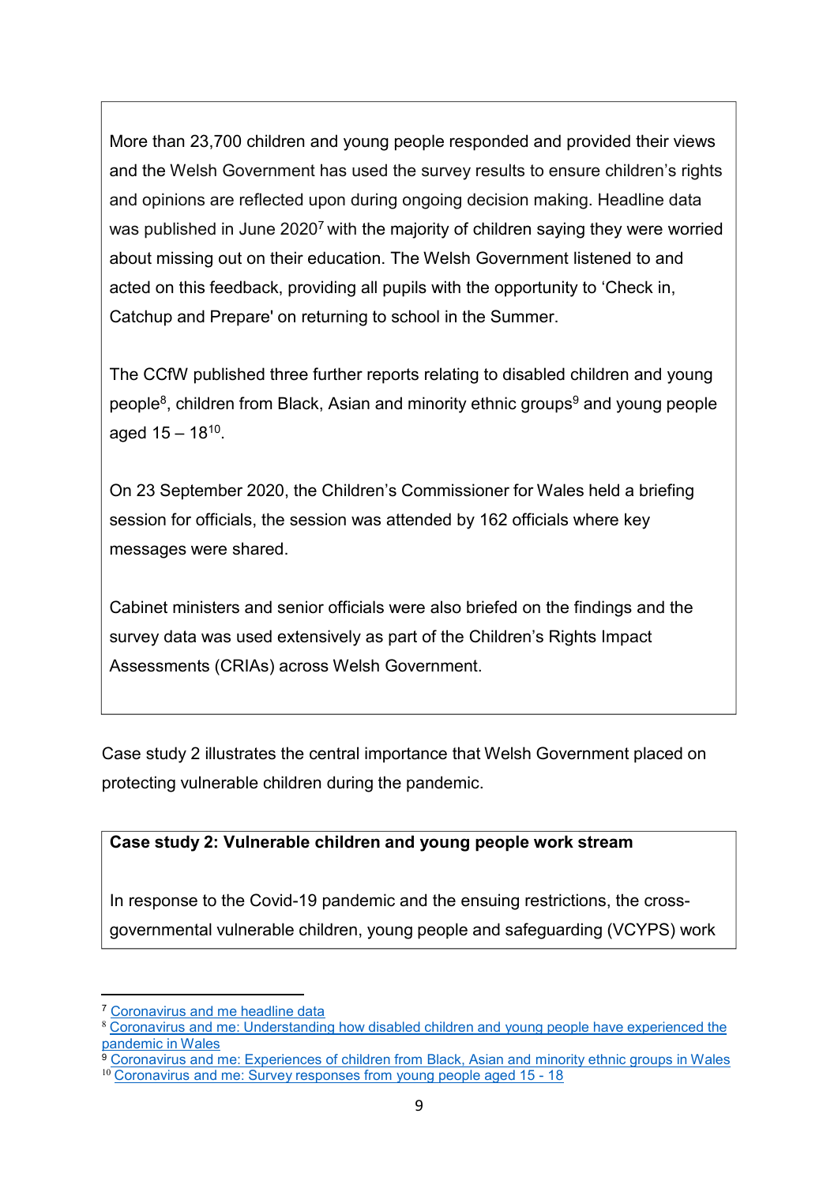More than 23,700 children and young people responded and provided their views and the Welsh Government has used the survey results to ensure children's rights and opinions are reflected upon during ongoing decision making. Headline data was published in June 2020[7] with the majority of children saying they were worried about missing out on their education. The Welsh Government listened to and acted on this feedback, providing all pupils with the opportunity to 'Check in, Catchup and Prepare' on returning to school in the Summer.

The CCfW published three further reports relating to disabled children and young people[8], children from Black, Asian and minority ethnic groups[9] and young people aged 15 – 18[10].

On 23 September 2020, the Children's Commissioner for Wales held a briefing session for officials, the session was attended by 162 officials where key messages were shared.

Cabinet ministers and senior officials were also briefed on the findings and the survey data was used extensively as part of the Children's Rights Impact Assessments (CRIAs) across Welsh Government.

Case study 2 illustrates the central importance that Welsh Government placed on protecting vulnerable children during the pandemic.

**Case study 2: Vulnerable children and young people work stream**

In response to the Covid-19 pandemic and the ensuing restrictions, the cross-governmental vulnerable children, young people and safeguarding (VCYPS) work

[7] Coronavirus and me headline data
[8] Coronavirus and me: Understanding how disabled children and young people have experienced the pandemic in Wales
[9] Coronavirus and me: Experiences of children from Black, Asian and minority ethnic groups in Wales
[10] Coronavirus and me: Survey responses from young people aged 15 - 18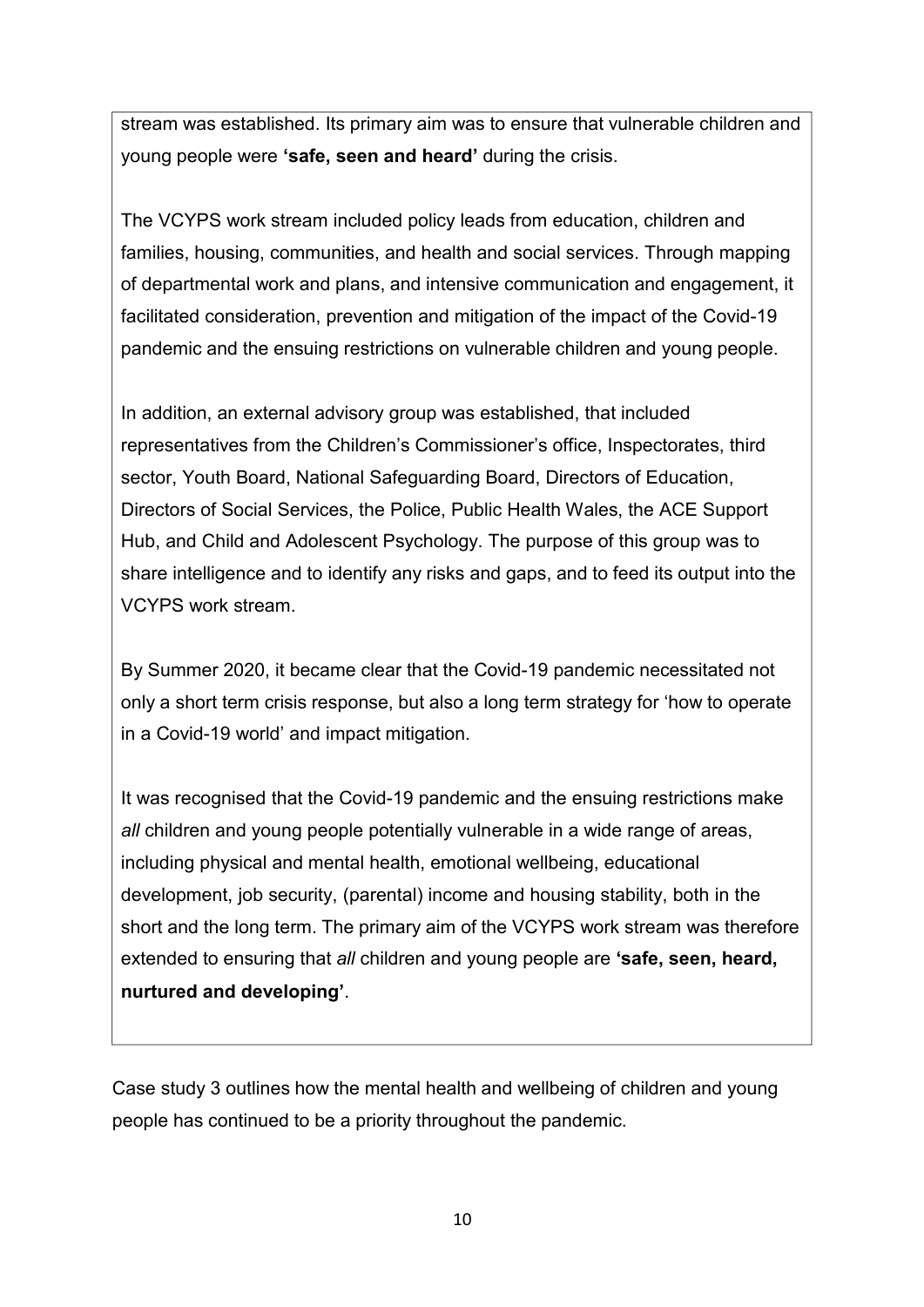stream was established. Its primary aim was to ensure that vulnerable children and young people were **'safe, seen and heard'** during the crisis.

The VCYPS work stream included policy leads from education, children and families, housing, communities, and health and social services. Through mapping of departmental work and plans, and intensive communication and engagement, it facilitated consideration, prevention and mitigation of the impact of the Covid-19 pandemic and the ensuing restrictions on vulnerable children and young people.

In addition, an external advisory group was established, that included representatives from the Children's Commissioner's office, Inspectorates, third sector, Youth Board, National Safeguarding Board, Directors of Education, Directors of Social Services, the Police, Public Health Wales, the ACE Support Hub, and Child and Adolescent Psychology. The purpose of this group was to share intelligence and to identify any risks and gaps, and to feed its output into the VCYPS work stream.

By Summer 2020, it became clear that the Covid-19 pandemic necessitated not only a short term crisis response, but also a long term strategy for 'how to operate in a Covid-19 world' and impact mitigation.

It was recognised that the Covid-19 pandemic and the ensuing restrictions make *all* children and young people potentially vulnerable in a wide range of areas, including physical and mental health, emotional wellbeing, educational development, job security, (parental) income and housing stability, both in the short and the long term. The primary aim of the VCYPS work stream was therefore extended to ensuring that *all* children and young people are **'safe, seen, heard, nurtured and developing'**.

Case study 3 outlines how the mental health and wellbeing of children and young people has continued to be a priority throughout the pandemic.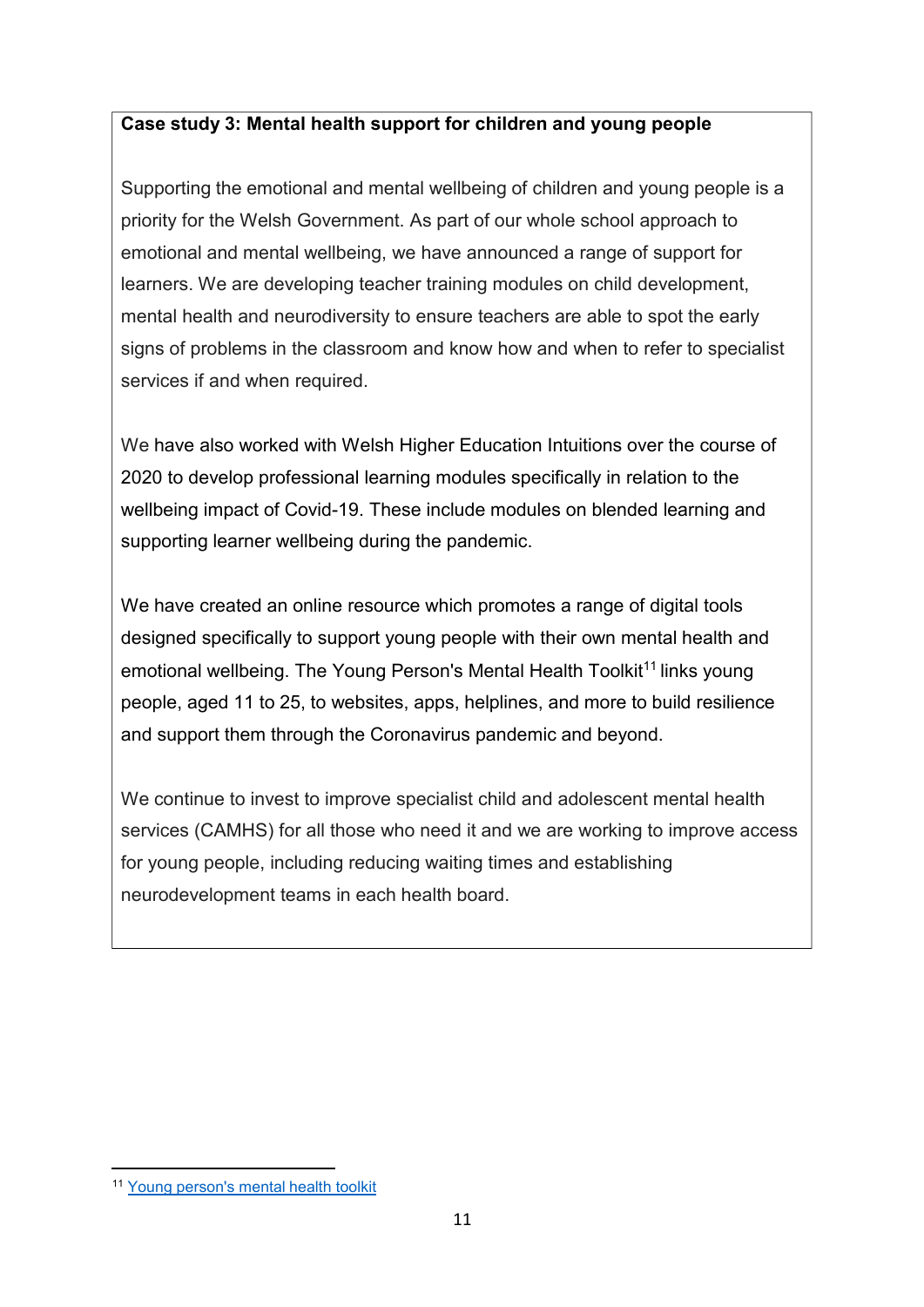**Case study 3: Mental health support for children and young people**

Supporting the emotional and mental wellbeing of children and young people is a priority for the Welsh Government. As part of our whole school approach to emotional and mental wellbeing, we have announced a range of support for learners. We are developing teacher training modules on child development, mental health and neurodiversity to ensure teachers are able to spot the early signs of problems in the classroom and know how and when to refer to specialist services if and when required.

We have also worked with Welsh Higher Education Intuitions over the course of 2020 to develop professional learning modules specifically in relation to the wellbeing impact of Covid-19. These include modules on blended learning and supporting learner wellbeing during the pandemic.

We have created an online resource which promotes a range of digital tools designed specifically to support young people with their own mental health and emotional wellbeing. The Young Person's Mental Health Toolkit[11] links young people, aged 11 to 25, to websites, apps, helplines, and more to build resilience and support them through the Coronavirus pandemic and beyond.

We continue to invest to improve specialist child and adolescent mental health services (CAMHS) for all those who need it and we are working to improve access for young people, including reducing waiting times and establishing neurodevelopment teams in each health board.

---

[11] Young person's mental health toolkit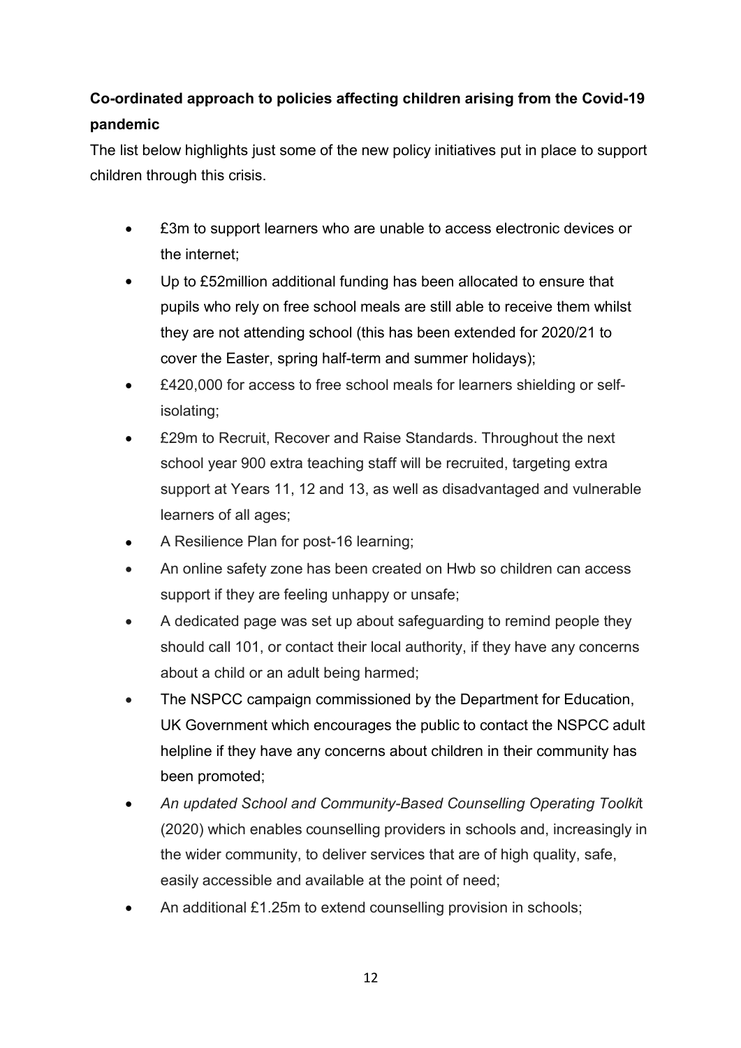**Co-ordinated approach to policies affecting children arising from the Covid-19 pandemic**

The list below highlights just some of the new policy initiatives put in place to support children through this crisis.

- £3m to support learners who are unable to access electronic devices or the internet;
- Up to £52million additional funding has been allocated to ensure that pupils who rely on free school meals are still able to receive them whilst they are not attending school (this has been extended for 2020/21 to cover the Easter, spring half-term and summer holidays);
- £420,000 for access to free school meals for learners shielding or self-isolating;
- £29m to Recruit, Recover and Raise Standards. Throughout the next school year 900 extra teaching staff will be recruited, targeting extra support at Years 11, 12 and 13, as well as disadvantaged and vulnerable learners of all ages;
- A Resilience Plan for post-16 learning;
- An online safety zone has been created on Hwb so children can access support if they are feeling unhappy or unsafe;
- A dedicated page was set up about safeguarding to remind people they should call 101, or contact their local authority, if they have any concerns about a child or an adult being harmed;
- The NSPCC campaign commissioned by the Department for Education, UK Government which encourages the public to contact the NSPCC adult helpline if they have any concerns about children in their community has been promoted;
- *An updated School and Community-Based Counselling Operating Toolkit* (2020) which enables counselling providers in schools and, increasingly in the wider community, to deliver services that are of high quality, safe, easily accessible and available at the point of need;
- An additional £1.25m to extend counselling provision in schools;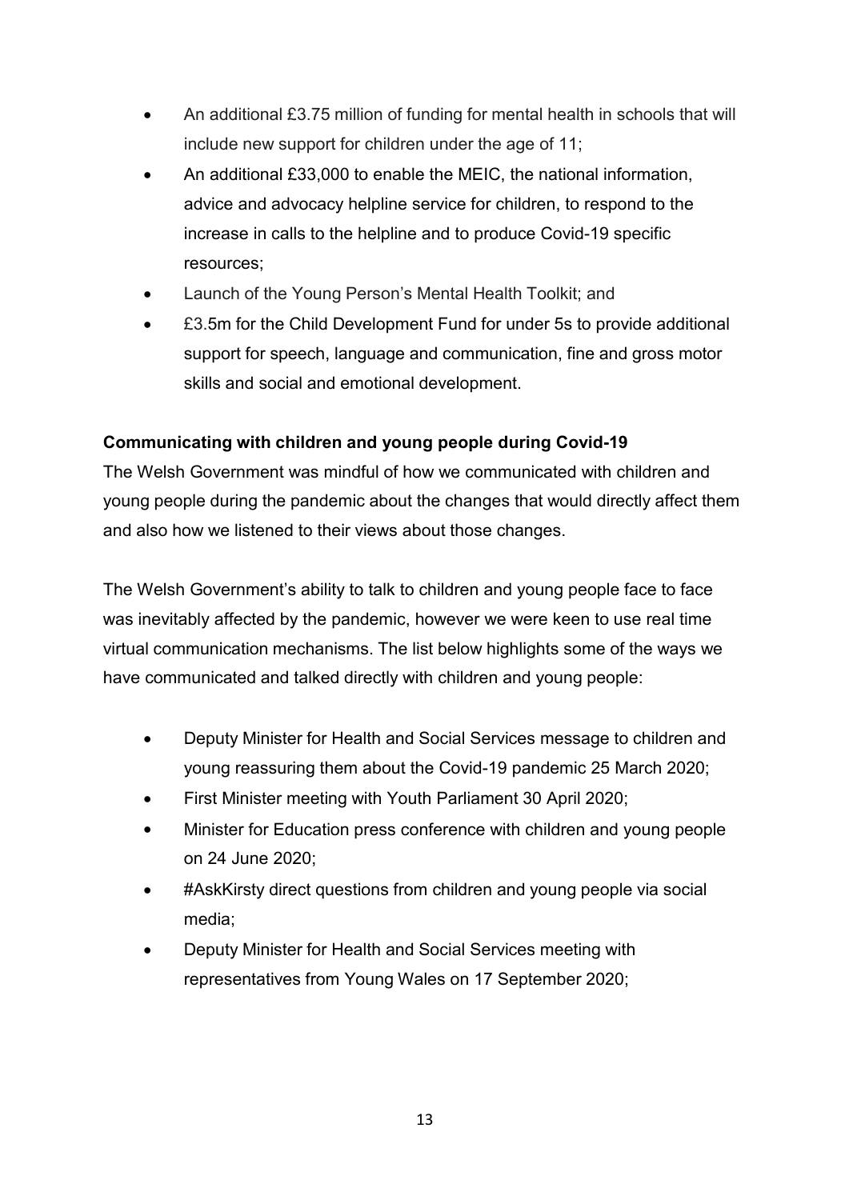- An additional £3.75 million of funding for mental health in schools that will include new support for children under the age of 11;
- An additional £33,000 to enable the MEIC, the national information, advice and advocacy helpline service for children, to respond to the increase in calls to the helpline and to produce Covid-19 specific resources;
- Launch of the Young Person's Mental Health Toolkit; and
- £3.5m for the Child Development Fund for under 5s to provide additional support for speech, language and communication, fine and gross motor skills and social and emotional development.

**Communicating with children and young people during Covid-19**

The Welsh Government was mindful of how we communicated with children and young people during the pandemic about the changes that would directly affect them and also how we listened to their views about those changes.

The Welsh Government's ability to talk to children and young people face to face was inevitably affected by the pandemic, however we were keen to use real time virtual communication mechanisms. The list below highlights some of the ways we have communicated and talked directly with children and young people:

- Deputy Minister for Health and Social Services message to children and young reassuring them about the Covid-19 pandemic 25 March 2020;
- First Minister meeting with Youth Parliament 30 April 2020;
- Minister for Education press conference with children and young people on 24 June 2020;
- #AskKirsty direct questions from children and young people via social media;
- Deputy Minister for Health and Social Services meeting with representatives from Young Wales on 17 September 2020;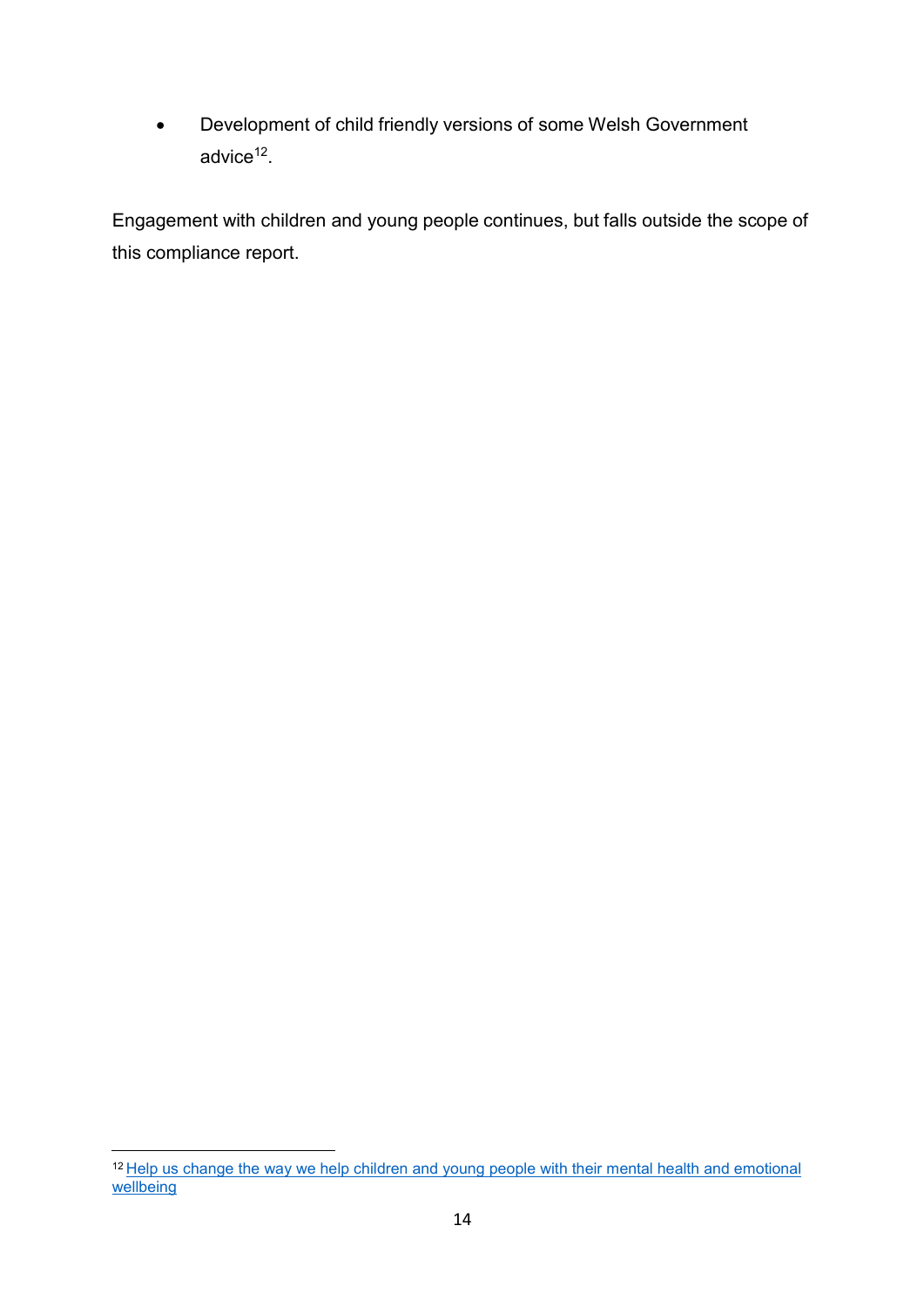- Development of child friendly versions of some Welsh Government advice[12].

Engagement with children and young people continues, but falls outside the scope of this compliance report.

[12] Help us change the way we help children and young people with their mental health and emotional wellbeing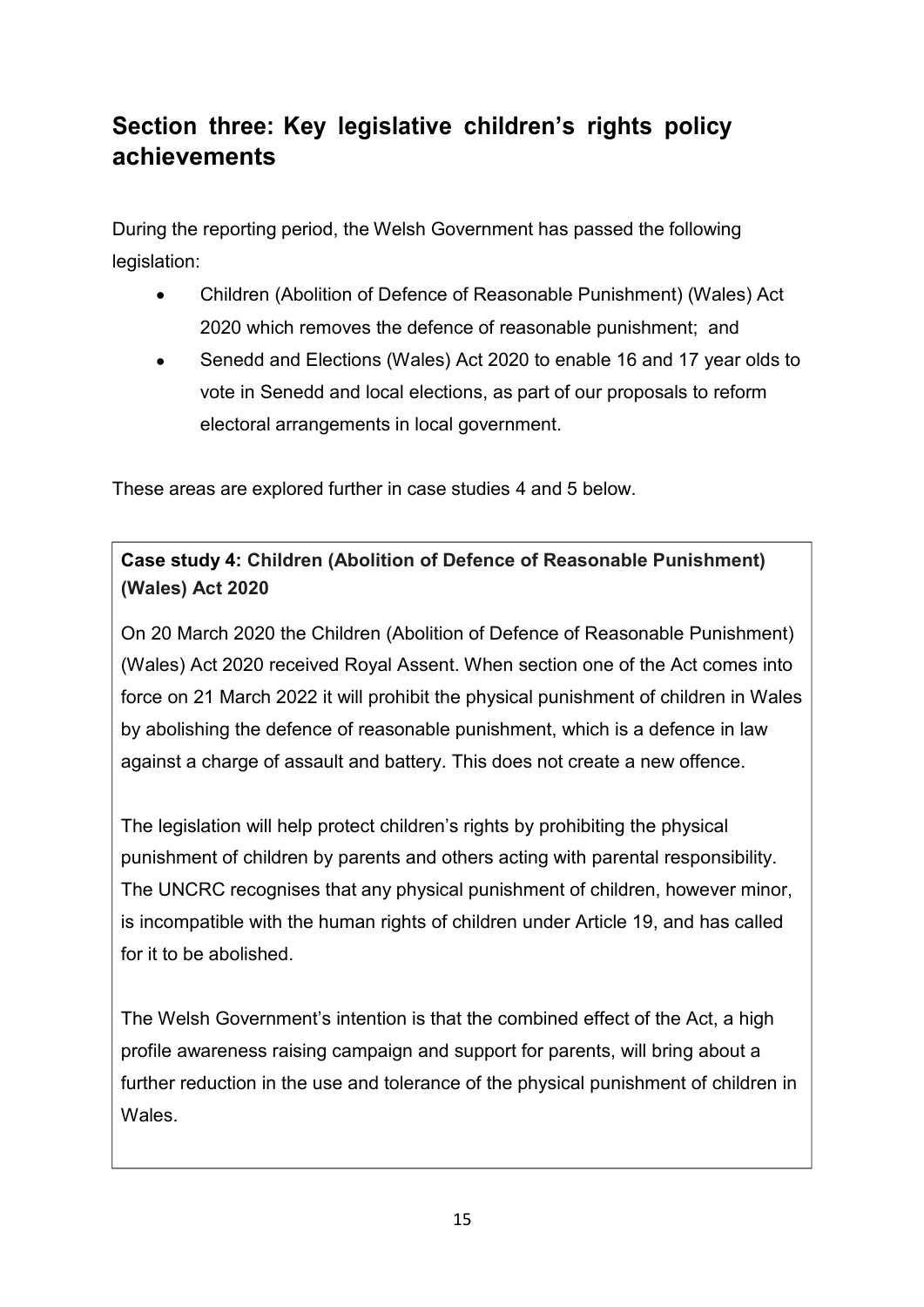## Section three: Key legislative children's rights policy achievements

During the reporting period, the Welsh Government has passed the following legislation:

- Children (Abolition of Defence of Reasonable Punishment) (Wales) Act 2020 which removes the defence of reasonable punishment; and
- Senedd and Elections (Wales) Act 2020 to enable 16 and 17 year olds to vote in Senedd and local elections, as part of our proposals to reform electoral arrangements in local government.

These areas are explored further in case studies 4 and 5 below.

**Case study 4: Children (Abolition of Defence of Reasonable Punishment) (Wales) Act 2020**

On 20 March 2020 the Children (Abolition of Defence of Reasonable Punishment) (Wales) Act 2020 received Royal Assent. When section one of the Act comes into force on 21 March 2022 it will prohibit the physical punishment of children in Wales by abolishing the defence of reasonable punishment, which is a defence in law against a charge of assault and battery. This does not create a new offence.

The legislation will help protect children's rights by prohibiting the physical punishment of children by parents and others acting with parental responsibility. The UNCRC recognises that any physical punishment of children, however minor, is incompatible with the human rights of children under Article 19, and has called for it to be abolished.

The Welsh Government's intention is that the combined effect of the Act, a high profile awareness raising campaign and support for parents, will bring about a further reduction in the use and tolerance of the physical punishment of children in Wales.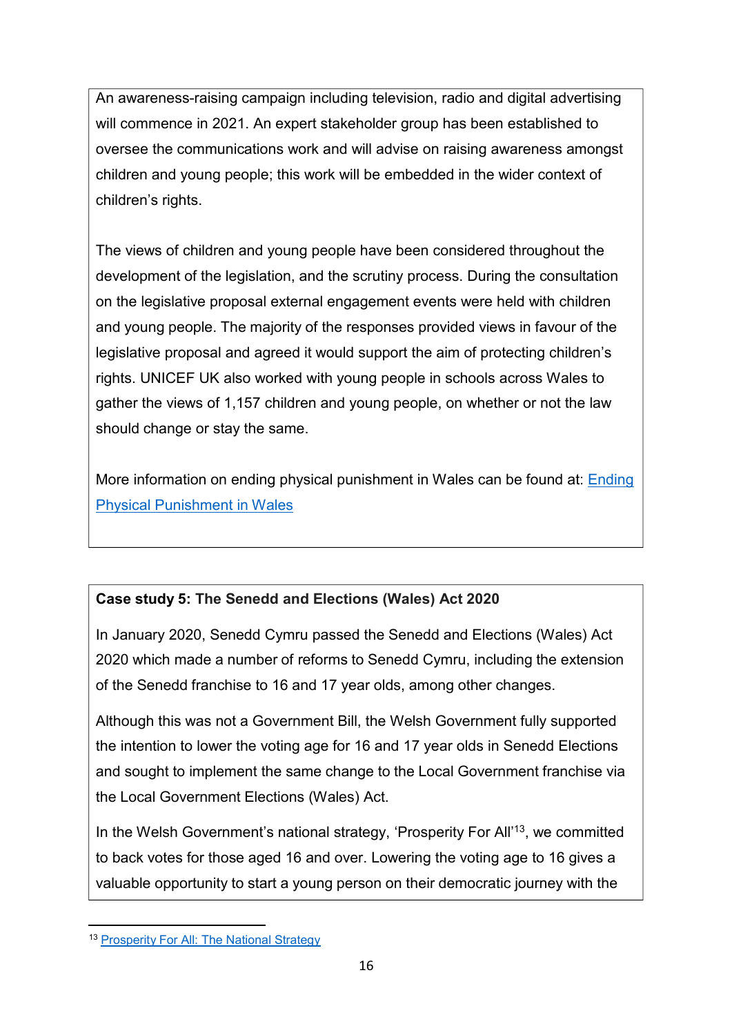An awareness-raising campaign including television, radio and digital advertising will commence in 2021. An expert stakeholder group has been established to oversee the communications work and will advise on raising awareness amongst children and young people; this work will be embedded in the wider context of children's rights.

The views of children and young people have been considered throughout the development of the legislation, and the scrutiny process. During the consultation on the legislative proposal external engagement events were held with children and young people. The majority of the responses provided views in favour of the legislative proposal and agreed it would support the aim of protecting children's rights. UNICEF UK also worked with young people in schools across Wales to gather the views of 1,157 children and young people, on whether or not the law should change or stay the same.

More information on ending physical punishment in Wales can be found at: [Ending Physical Punishment in Wales]

**Case study 5: The Senedd and Elections (Wales) Act 2020**

In January 2020, Senedd Cymru passed the Senedd and Elections (Wales) Act 2020 which made a number of reforms to Senedd Cymru, including the extension of the Senedd franchise to 16 and 17 year olds, among other changes.

Although this was not a Government Bill, the Welsh Government fully supported the intention to lower the voting age for 16 and 17 year olds in Senedd Elections and sought to implement the same change to the Local Government franchise via the Local Government Elections (Wales) Act.

In the Welsh Government's national strategy, 'Prosperity For All'[13], we committed to back votes for those aged 16 and over. Lowering the voting age to 16 gives a valuable opportunity to start a young person on their democratic journey with the

[13] Prosperity For All: The National Strategy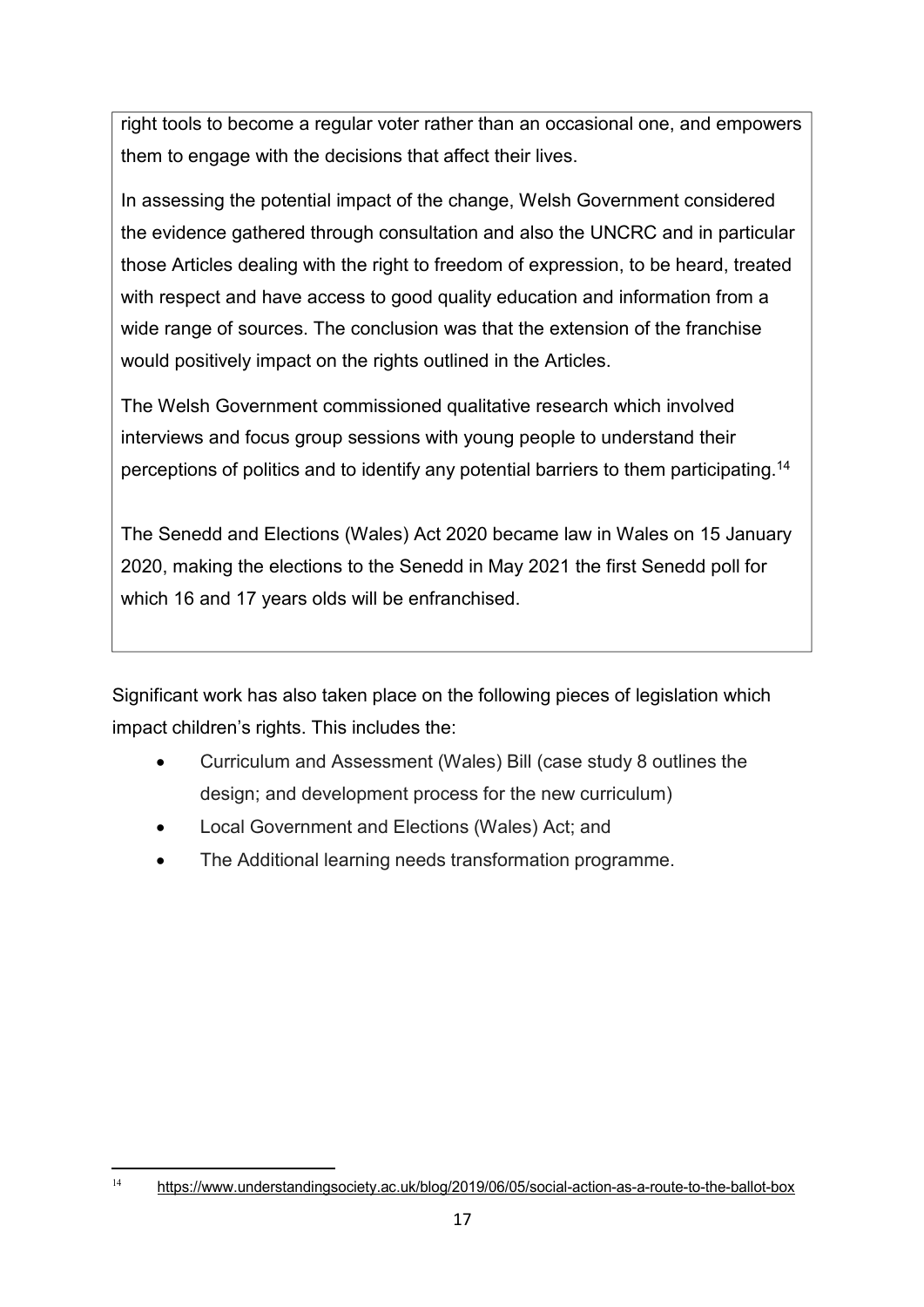right tools to become a regular voter rather than an occasional one, and empowers them to engage with the decisions that affect their lives.

In assessing the potential impact of the change, Welsh Government considered the evidence gathered through consultation and also the UNCRC and in particular those Articles dealing with the right to freedom of expression, to be heard, treated with respect and have access to good quality education and information from a wide range of sources. The conclusion was that the extension of the franchise would positively impact on the rights outlined in the Articles.

The Welsh Government commissioned qualitative research which involved interviews and focus group sessions with young people to understand their perceptions of politics and to identify any potential barriers to them participating.[14]

The Senedd and Elections (Wales) Act 2020 became law in Wales on 15 January 2020, making the elections to the Senedd in May 2021 the first Senedd poll for which 16 and 17 years olds will be enfranchised.

Significant work has also taken place on the following pieces of legislation which impact children's rights. This includes the:

- Curriculum and Assessment (Wales) Bill (case study 8 outlines the design; and development process for the new curriculum)
- Local Government and Elections (Wales) Act; and
- The Additional learning needs transformation programme.

---

[14] https://www.understandingsociety.ac.uk/blog/2019/06/05/social-action-as-a-route-to-the-ballot-box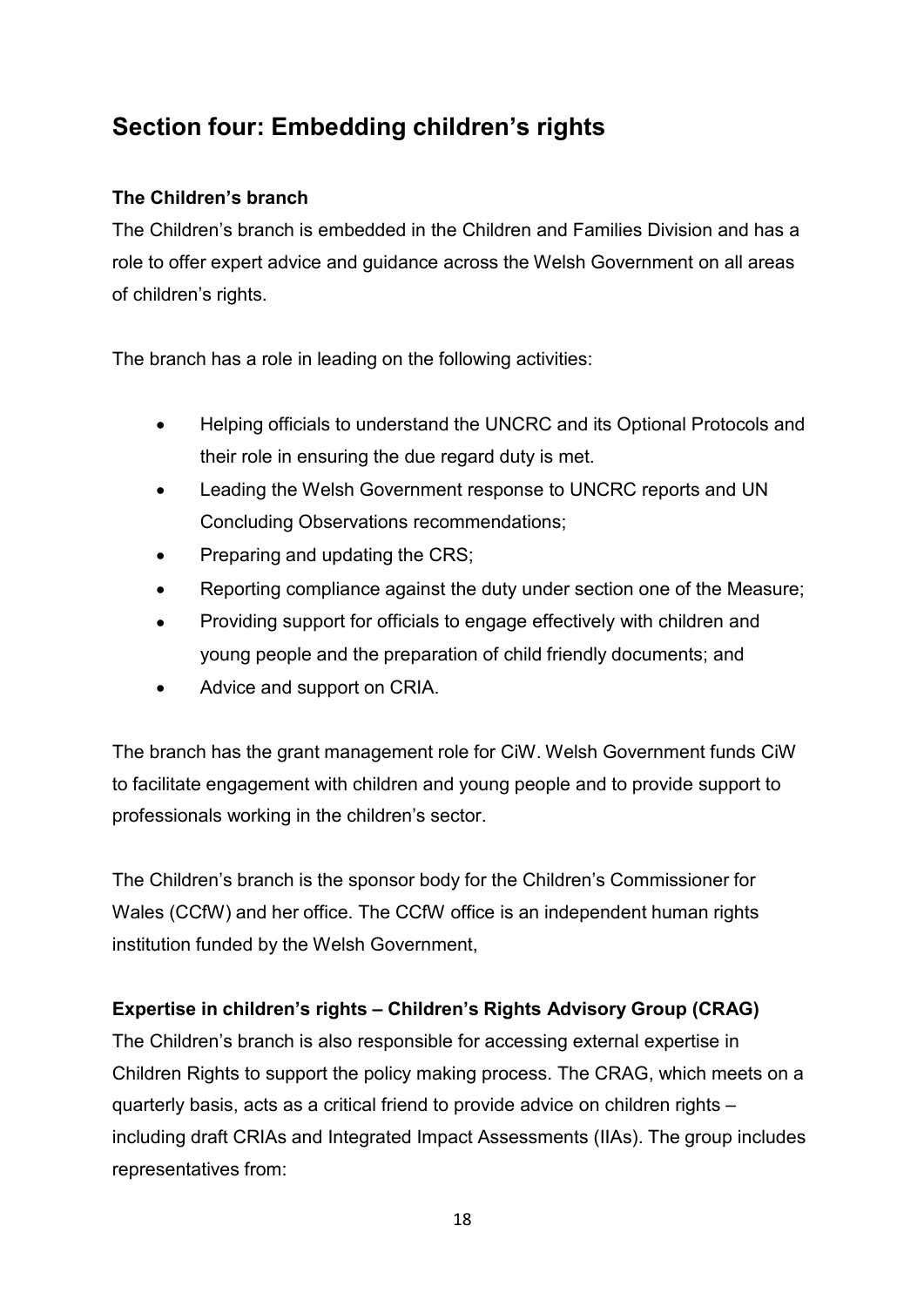## Section four: Embedding children's rights

### The Children's branch

The Children's branch is embedded in the Children and Families Division and has a role to offer expert advice and guidance across the Welsh Government on all areas of children's rights.

The branch has a role in leading on the following activities:

- Helping officials to understand the UNCRC and its Optional Protocols and their role in ensuring the due regard duty is met.
- Leading the Welsh Government response to UNCRC reports and UN Concluding Observations recommendations;
- Preparing and updating the CRS;
- Reporting compliance against the duty under section one of the Measure;
- Providing support for officials to engage effectively with children and young people and the preparation of child friendly documents; and
- Advice and support on CRIA.

The branch has the grant management role for CiW. Welsh Government funds CiW to facilitate engagement with children and young people and to provide support to professionals working in the children's sector.

The Children's branch is the sponsor body for the Children's Commissioner for Wales (CCfW) and her office. The CCfW office is an independent human rights institution funded by the Welsh Government,

### Expertise in children's rights – Children's Rights Advisory Group (CRAG)

The Children's branch is also responsible for accessing external expertise in Children Rights to support the policy making process. The CRAG, which meets on a quarterly basis, acts as a critical friend to provide advice on children rights – including draft CRIAs and Integrated Impact Assessments (IIAs). The group includes representatives from: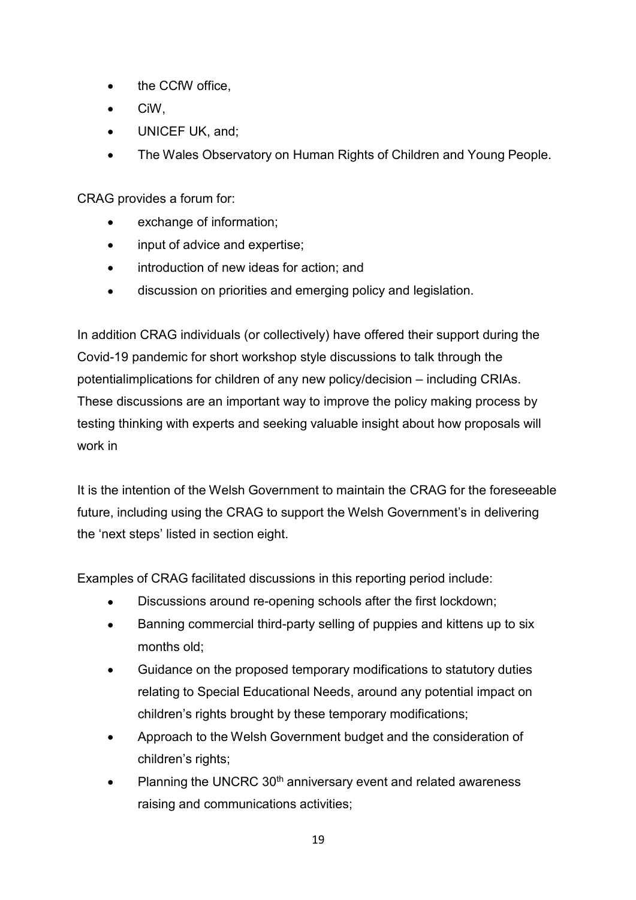- the CCfW office,
- CiW,
- UNICEF UK, and;
- The Wales Observatory on Human Rights of Children and Young People.

CRAG provides a forum for:

- exchange of information;
- input of advice and expertise;
- introduction of new ideas for action; and
- discussion on priorities and emerging policy and legislation.

In addition CRAG individuals (or collectively) have offered their support during the Covid-19 pandemic for short workshop style discussions to talk through the potentialimplications for children of any new policy/decision – including CRIAs. These discussions are an important way to improve the policy making process by testing thinking with experts and seeking valuable insight about how proposals will work in

It is the intention of the Welsh Government to maintain the CRAG for the foreseeable future, including using the CRAG to support the Welsh Government's in delivering the 'next steps' listed in section eight.

Examples of CRAG facilitated discussions in this reporting period include:

- Discussions around re-opening schools after the first lockdown;
- Banning commercial third-party selling of puppies and kittens up to six months old;
- Guidance on the proposed temporary modifications to statutory duties relating to Special Educational Needs, around any potential impact on children's rights brought by these temporary modifications;
- Approach to the Welsh Government budget and the consideration of children's rights;
- Planning the UNCRC 30th anniversary event and related awareness raising and communications activities;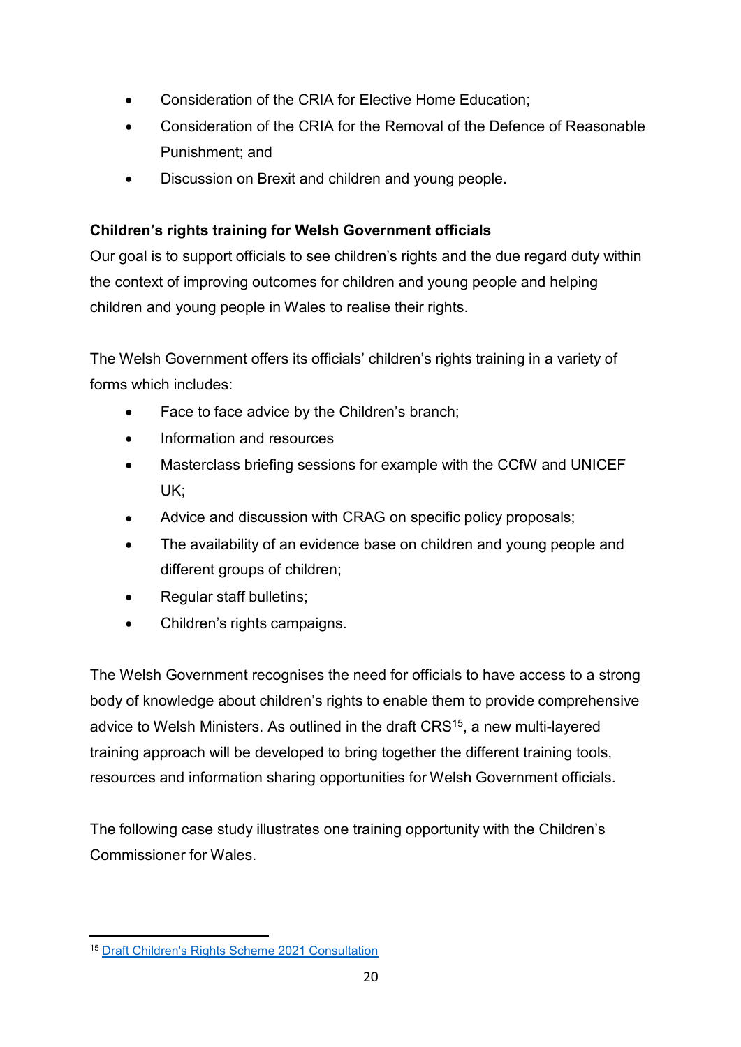- Consideration of the CRIA for Elective Home Education;
- Consideration of the CRIA for the Removal of the Defence of Reasonable Punishment; and
- Discussion on Brexit and children and young people.

**Children's rights training for Welsh Government officials**

Our goal is to support officials to see children's rights and the due regard duty within the context of improving outcomes for children and young people and helping children and young people in Wales to realise their rights.

The Welsh Government offers its officials' children's rights training in a variety of forms which includes:

- Face to face advice by the Children's branch;
- Information and resources
- Masterclass briefing sessions for example with the CCfW and UNICEF UK;
- Advice and discussion with CRAG on specific policy proposals;
- The availability of an evidence base on children and young people and different groups of children;
- Regular staff bulletins;
- Children's rights campaigns.

The Welsh Government recognises the need for officials to have access to a strong body of knowledge about children's rights to enable them to provide comprehensive advice to Welsh Ministers. As outlined in the draft CRS[15], a new multi-layered training approach will be developed to bring together the different training tools, resources and information sharing opportunities for Welsh Government officials.

The following case study illustrates one training opportunity with the Children's Commissioner for Wales.

[15] Draft Children's Rights Scheme 2021 Consultation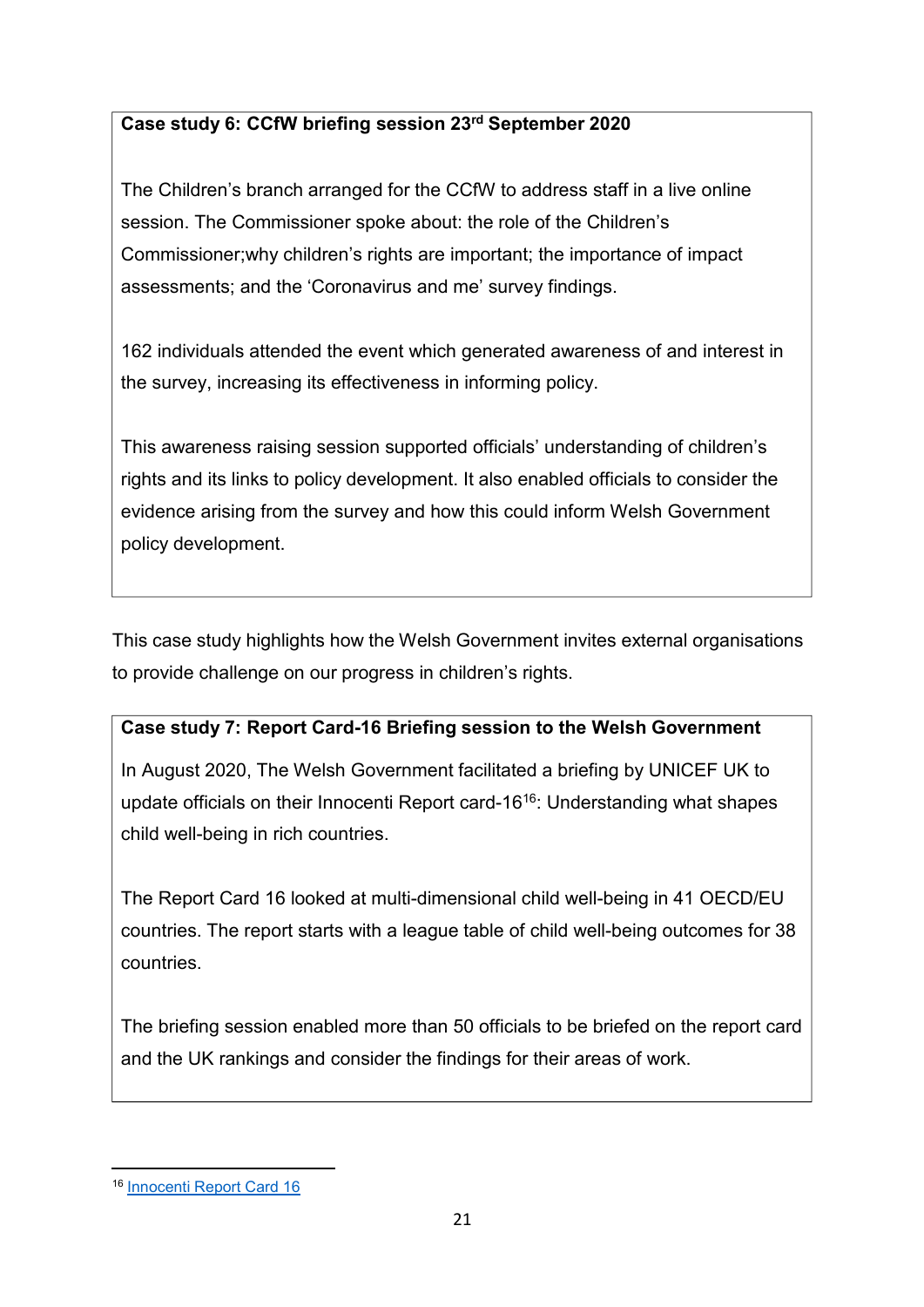**Case study 6: CCfW briefing session 23rd September 2020**

The Children's branch arranged for the CCfW to address staff in a live online session. The Commissioner spoke about: the role of the Children's Commissioner;why children's rights are important; the importance of impact assessments; and the 'Coronavirus and me' survey findings.

162 individuals attended the event which generated awareness of and interest in the survey, increasing its effectiveness in informing policy.

This awareness raising session supported officials' understanding of children's rights and its links to policy development. It also enabled officials to consider the evidence arising from the survey and how this could inform Welsh Government policy development.

This case study highlights how the Welsh Government invites external organisations to provide challenge on our progress in children's rights.

**Case study 7: Report Card-16 Briefing session to the Welsh Government**

In August 2020, The Welsh Government facilitated a briefing by UNICEF UK to update officials on their Innocenti Report card-16[16]: Understanding what shapes child well-being in rich countries.

The Report Card 16 looked at multi-dimensional child well-being in 41 OECD/EU countries. The report starts with a league table of child well-being outcomes for 38 countries.

The briefing session enabled more than 50 officials to be briefed on the report card and the UK rankings and consider the findings for their areas of work.

---

[16] Innocenti Report Card 16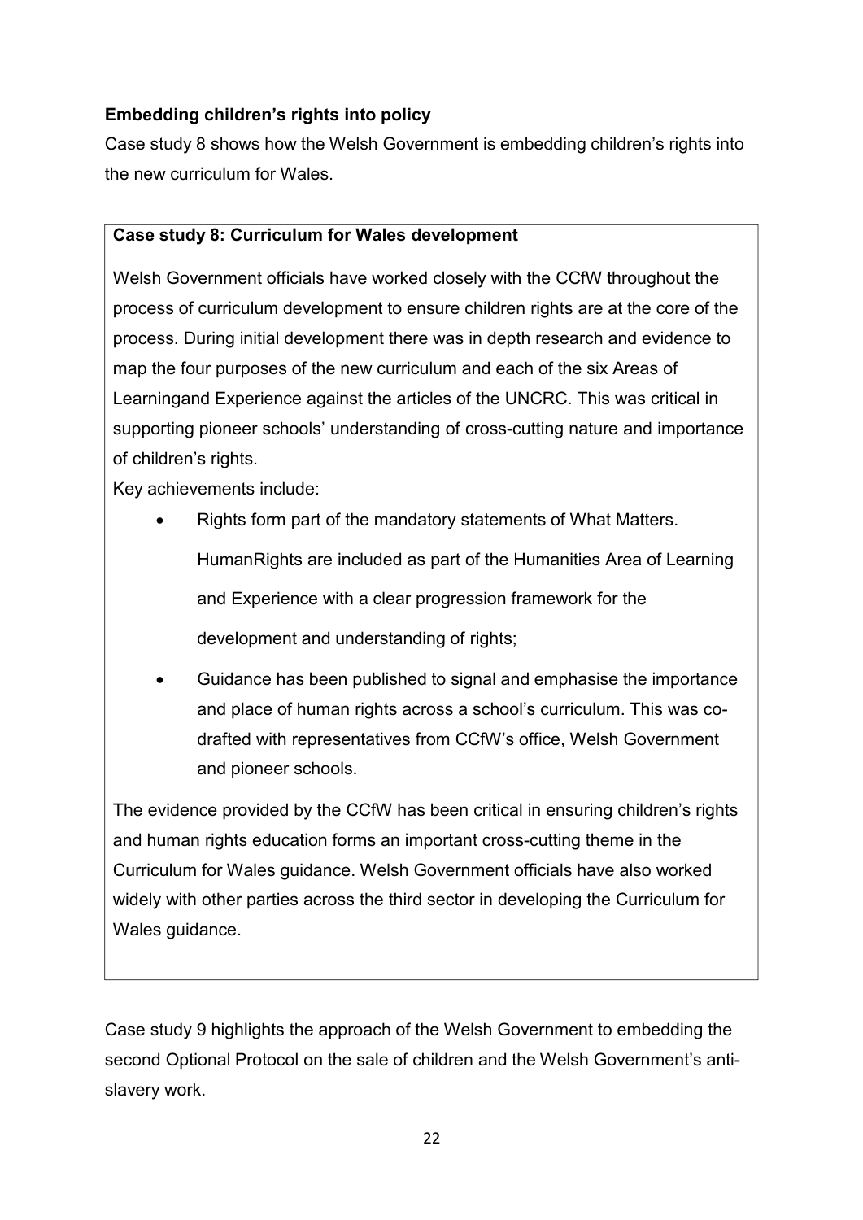**Embedding children's rights into policy**

Case study 8 shows how the Welsh Government is embedding children's rights into the new curriculum for Wales.

**Case study 8: Curriculum for Wales development**

Welsh Government officials have worked closely with the CCfW throughout the process of curriculum development to ensure children rights are at the core of the process. During initial development there was in depth research and evidence to map the four purposes of the new curriculum and each of the six Areas of Learningand Experience against the articles of the UNCRC. This was critical in supporting pioneer schools' understanding of cross-cutting nature and importance of children's rights.

Key achievements include:

- Rights form part of the mandatory statements of What Matters.

  HumanRights are included as part of the Humanities Area of Learning and Experience with a clear progression framework for the development and understanding of rights;

- Guidance has been published to signal and emphasise the importance and place of human rights across a school's curriculum. This was co-drafted with representatives from CCfW's office, Welsh Government and pioneer schools.

The evidence provided by the CCfW has been critical in ensuring children's rights and human rights education forms an important cross-cutting theme in the Curriculum for Wales guidance. Welsh Government officials have also worked widely with other parties across the third sector in developing the Curriculum for Wales guidance.

Case study 9 highlights the approach of the Welsh Government to embedding the second Optional Protocol on the sale of children and the Welsh Government's anti-slavery work.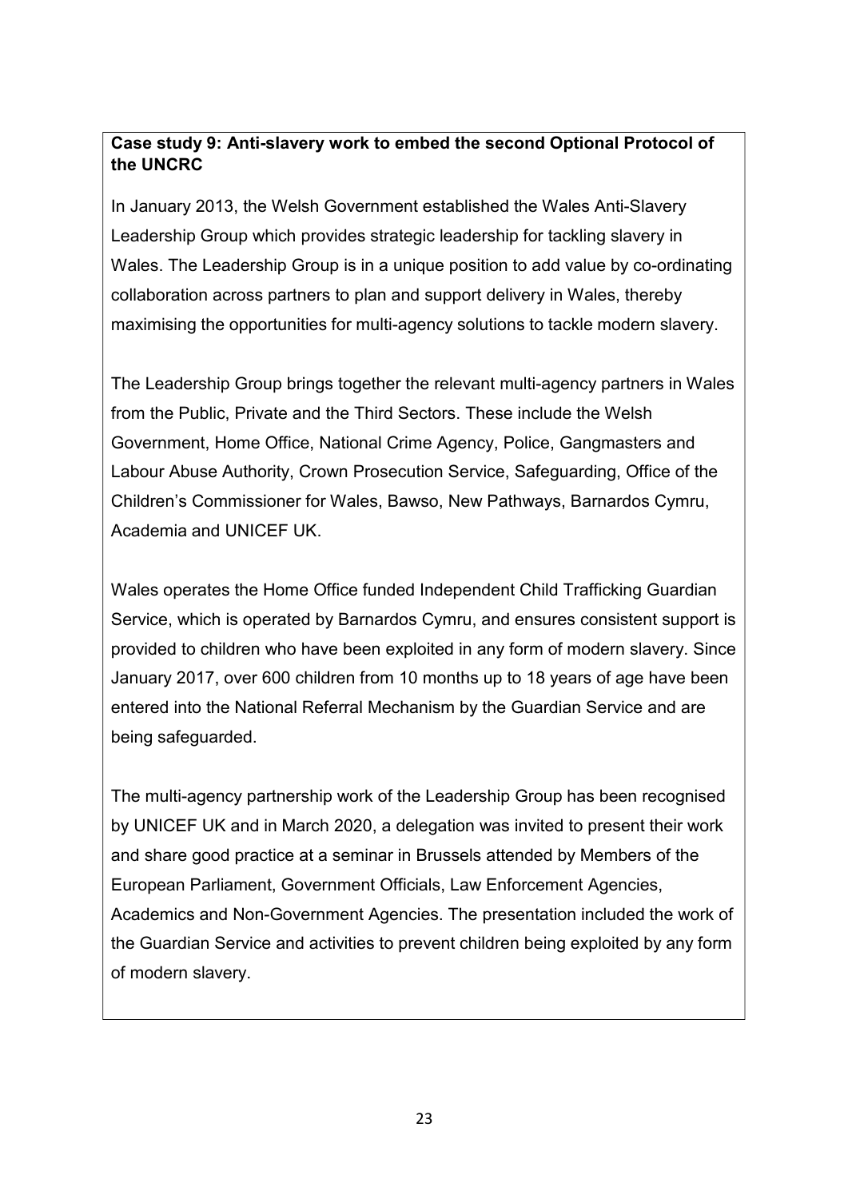**Case study 9: Anti-slavery work to embed the second Optional Protocol of the UNCRC**

In January 2013, the Welsh Government established the Wales Anti-Slavery Leadership Group which provides strategic leadership for tackling slavery in Wales. The Leadership Group is in a unique position to add value by co-ordinating collaboration across partners to plan and support delivery in Wales, thereby maximising the opportunities for multi-agency solutions to tackle modern slavery.

The Leadership Group brings together the relevant multi-agency partners in Wales from the Public, Private and the Third Sectors. These include the Welsh Government, Home Office, National Crime Agency, Police, Gangmasters and Labour Abuse Authority, Crown Prosecution Service, Safeguarding, Office of the Children's Commissioner for Wales, Bawso, New Pathways, Barnardos Cymru, Academia and UNICEF UK.

Wales operates the Home Office funded Independent Child Trafficking Guardian Service, which is operated by Barnardos Cymru, and ensures consistent support is provided to children who have been exploited in any form of modern slavery. Since January 2017, over 600 children from 10 months up to 18 years of age have been entered into the National Referral Mechanism by the Guardian Service and are being safeguarded.

The multi-agency partnership work of the Leadership Group has been recognised by UNICEF UK and in March 2020, a delegation was invited to present their work and share good practice at a seminar in Brussels attended by Members of the European Parliament, Government Officials, Law Enforcement Agencies, Academics and Non-Government Agencies. The presentation included the work of the Guardian Service and activities to prevent children being exploited by any form of modern slavery.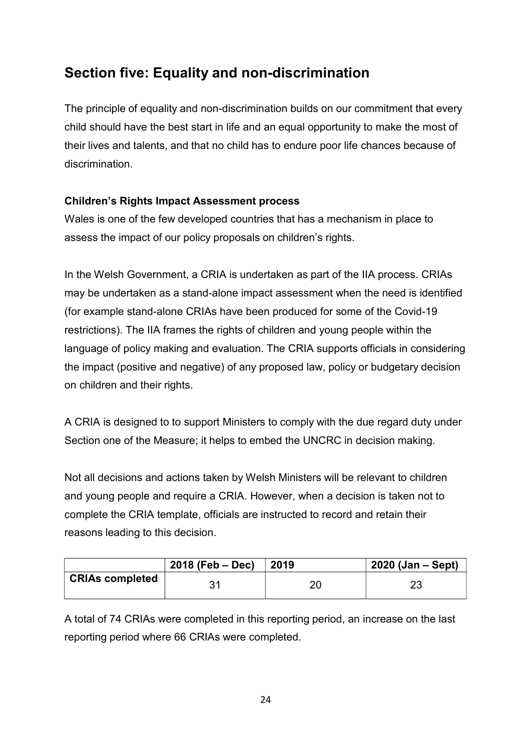## Section five: Equality and non-discrimination

The principle of equality and non-discrimination builds on our commitment that every child should have the best start in life and an equal opportunity to make the most of their lives and talents, and that no child has to endure poor life chances because of discrimination.

**Children's Rights Impact Assessment process**

Wales is one of the few developed countries that has a mechanism in place to assess the impact of our policy proposals on children's rights.

In the Welsh Government, a CRIA is undertaken as part of the IIA process. CRIAs may be undertaken as a stand-alone impact assessment when the need is identified (for example stand-alone CRIAs have been produced for some of the Covid-19 restrictions). The IIA frames the rights of children and young people within the language of policy making and evaluation. The CRIA supports officials in considering the impact (positive and negative) of any proposed law, policy or budgetary decision on children and their rights.

A CRIA is designed to to support Ministers to comply with the due regard duty under Section one of the Measure; it helps to embed the UNCRC in decision making.

Not all decisions and actions taken by Welsh Ministers will be relevant to children and young people and require a CRIA. However, when a decision is taken not to complete the CRIA template, officials are instructed to record and retain their reasons leading to this decision.

| | 2018 (Feb – Dec) | 2019 | 2020 (Jan – Sept) |
|---|---|---|---|
| **CRIAs completed** | 31 | 20 | 23 |

A total of 74 CRIAs were completed in this reporting period, an increase on the last reporting period where 66 CRIAs were completed.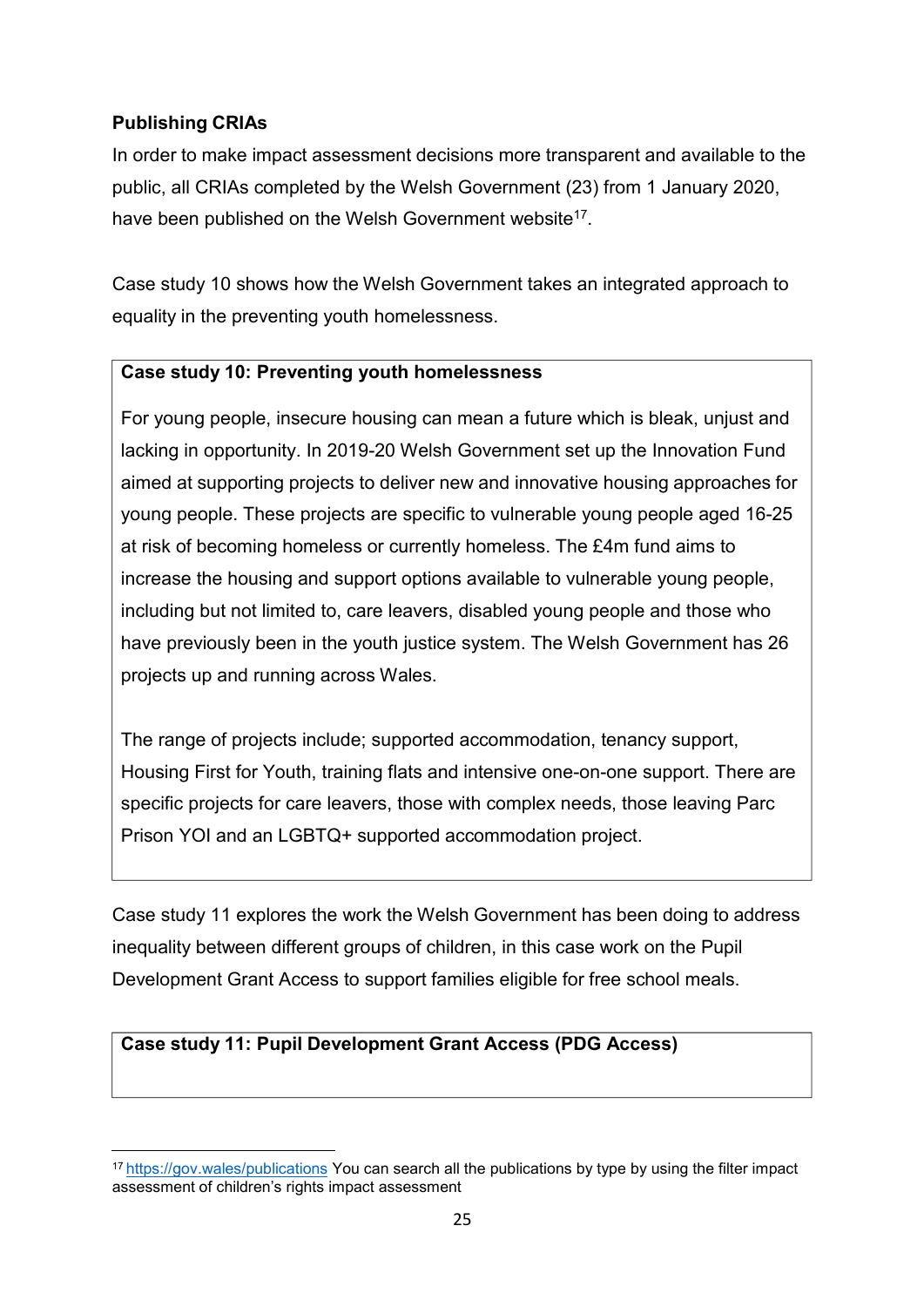**Publishing CRIAs**

In order to make impact assessment decisions more transparent and available to the public, all CRIAs completed by the Welsh Government (23) from 1 January 2020, have been published on the Welsh Government website[17].

Case study 10 shows how the Welsh Government takes an integrated approach to equality in the preventing youth homelessness.

**Case study 10: Preventing youth homelessness**

For young people, insecure housing can mean a future which is bleak, unjust and lacking in opportunity. In 2019-20 Welsh Government set up the Innovation Fund aimed at supporting projects to deliver new and innovative housing approaches for young people. These projects are specific to vulnerable young people aged 16-25 at risk of becoming homeless or currently homeless. The £4m fund aims to increase the housing and support options available to vulnerable young people, including but not limited to, care leavers, disabled young people and those who have previously been in the youth justice system. The Welsh Government has 26 projects up and running across Wales.

The range of projects include; supported accommodation, tenancy support, Housing First for Youth, training flats and intensive one-on-one support. There are specific projects for care leavers, those with complex needs, those leaving Parc Prison YOI and an LGBTQ+ supported accommodation project.

Case study 11 explores the work the Welsh Government has been doing to address inequality between different groups of children, in this case work on the Pupil Development Grant Access to support families eligible for free school meals.

**Case study 11: Pupil Development Grant Access (PDG Access)**

[17] https://gov.wales/publications You can search all the publications by type by using the filter impact assessment of children's rights impact assessment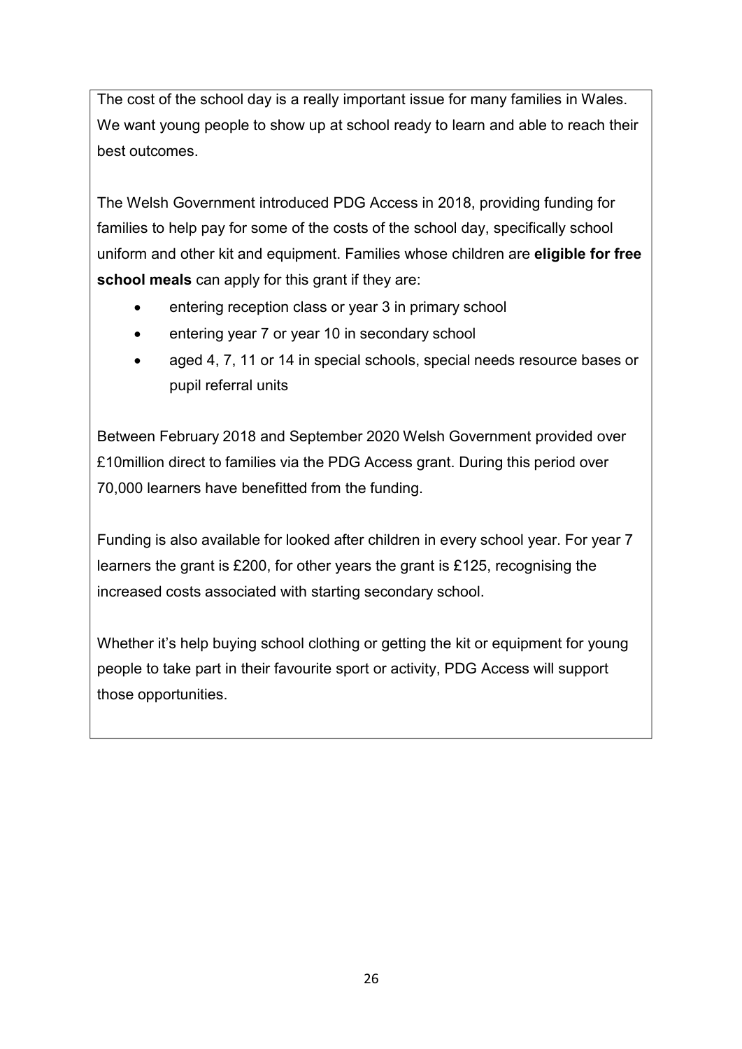The cost of the school day is a really important issue for many families in Wales. We want young people to show up at school ready to learn and able to reach their best outcomes.

The Welsh Government introduced PDG Access in 2018, providing funding for families to help pay for some of the costs of the school day, specifically school uniform and other kit and equipment. Families whose children are **eligible for free school meals** can apply for this grant if they are:

- entering reception class or year 3 in primary school
- entering year 7 or year 10 in secondary school
- aged 4, 7, 11 or 14 in special schools, special needs resource bases or pupil referral units

Between February 2018 and September 2020 Welsh Government provided over £10million direct to families via the PDG Access grant. During this period over 70,000 learners have benefitted from the funding.

Funding is also available for looked after children in every school year. For year 7 learners the grant is £200, for other years the grant is £125, recognising the increased costs associated with starting secondary school.

Whether it's help buying school clothing or getting the kit or equipment for young people to take part in their favourite sport or activity, PDG Access will support those opportunities.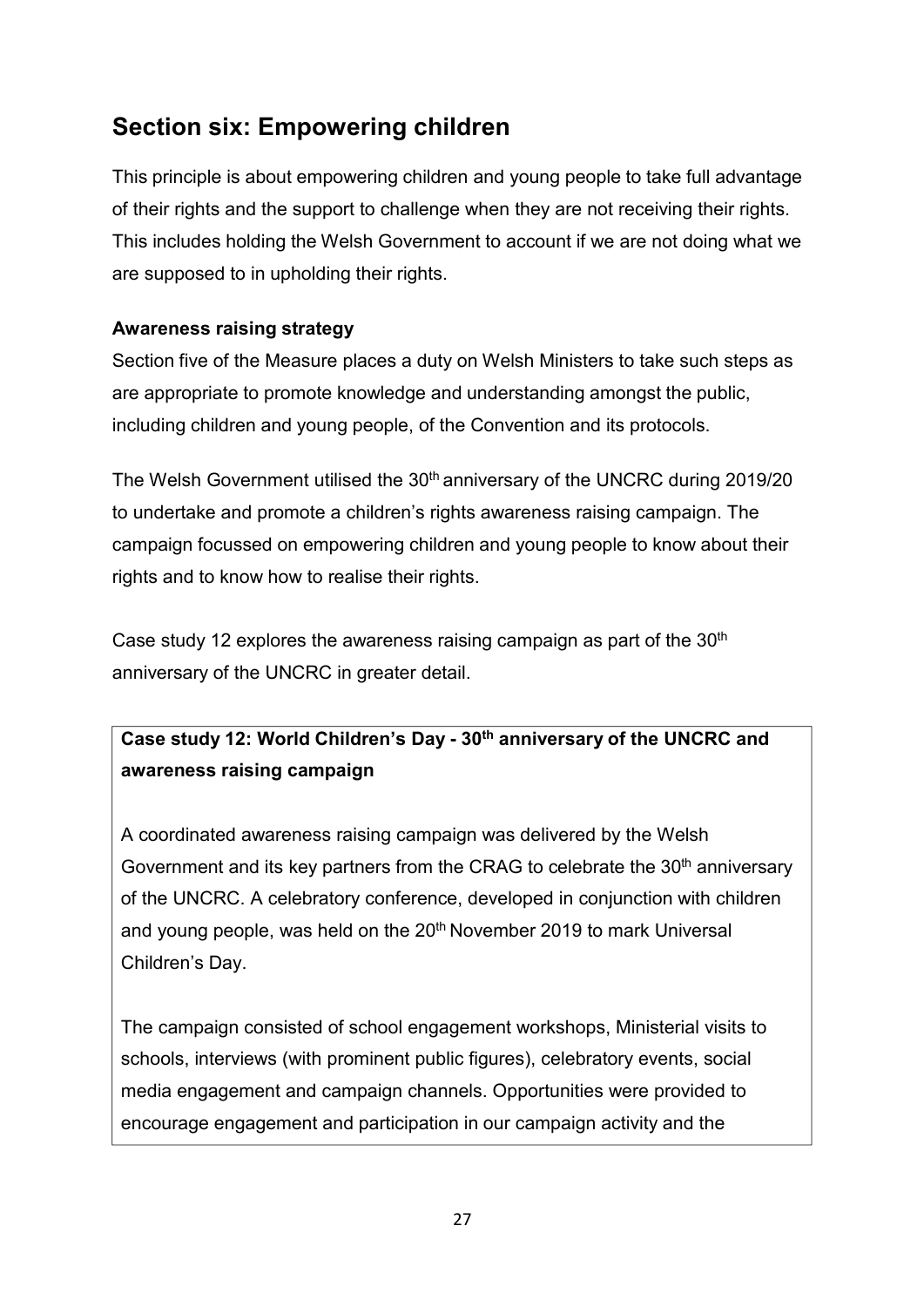## Section six: Empowering children

This principle is about empowering children and young people to take full advantage of their rights and the support to challenge when they are not receiving their rights. This includes holding the Welsh Government to account if we are not doing what we are supposed to in upholding their rights.

**Awareness raising strategy**

Section five of the Measure places a duty on Welsh Ministers to take such steps as are appropriate to promote knowledge and understanding amongst the public, including children and young people, of the Convention and its protocols.

The Welsh Government utilised the 30th anniversary of the UNCRC during 2019/20 to undertake and promote a children's rights awareness raising campaign. The campaign focussed on empowering children and young people to know about their rights and to know how to realise their rights.

Case study 12 explores the awareness raising campaign as part of the 30th anniversary of the UNCRC in greater detail.

**Case study 12: World Children's Day - 30th anniversary of the UNCRC and awareness raising campaign**

A coordinated awareness raising campaign was delivered by the Welsh Government and its key partners from the CRAG to celebrate the 30th anniversary of the UNCRC. A celebratory conference, developed in conjunction with children and young people, was held on the 20th November 2019 to mark Universal Children's Day.

The campaign consisted of school engagement workshops, Ministerial visits to schools, interviews (with prominent public figures), celebratory events, social media engagement and campaign channels. Opportunities were provided to encourage engagement and participation in our campaign activity and the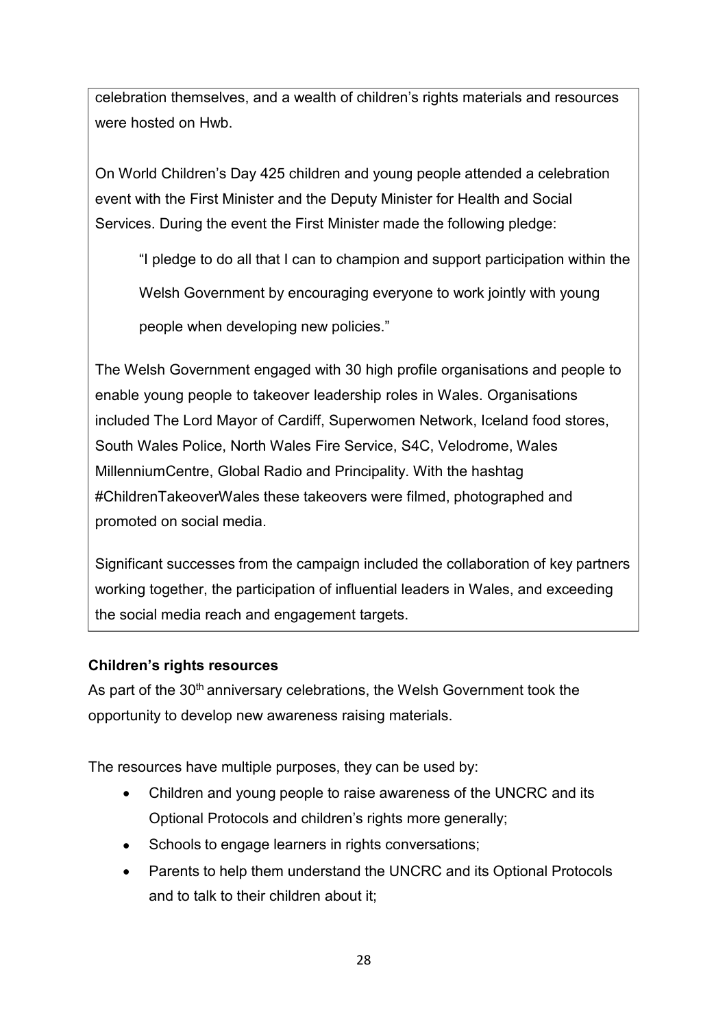celebration themselves, and a wealth of children's rights materials and resources were hosted on Hwb.

On World Children's Day 425 children and young people attended a celebration event with the First Minister and the Deputy Minister for Health and Social Services. During the event the First Minister made the following pledge:

> "I pledge to do all that I can to champion and support participation within the Welsh Government by encouraging everyone to work jointly with young people when developing new policies."

The Welsh Government engaged with 30 high profile organisations and people to enable young people to takeover leadership roles in Wales. Organisations included The Lord Mayor of Cardiff, Superwomen Network, Iceland food stores, South Wales Police, North Wales Fire Service, S4C, Velodrome, Wales MillenniumCentre, Global Radio and Principality. With the hashtag #ChildrenTakeoverWales these takeovers were filmed, photographed and promoted on social media.

Significant successes from the campaign included the collaboration of key partners working together, the participation of influential leaders in Wales, and exceeding the social media reach and engagement targets.

**Children's rights resources**

As part of the 30th anniversary celebrations, the Welsh Government took the opportunity to develop new awareness raising materials.

The resources have multiple purposes, they can be used by:

- Children and young people to raise awareness of the UNCRC and its Optional Protocols and children's rights more generally;
- Schools to engage learners in rights conversations;
- Parents to help them understand the UNCRC and its Optional Protocols and to talk to their children about it;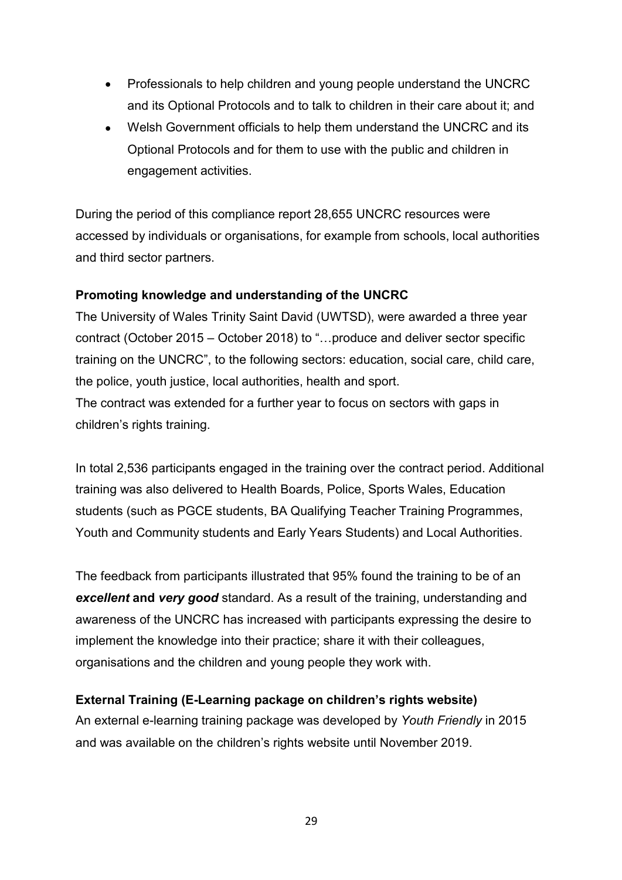- Professionals to help children and young people understand the UNCRC and its Optional Protocols and to talk to children in their care about it; and
- Welsh Government officials to help them understand the UNCRC and its Optional Protocols and for them to use with the public and children in engagement activities.

During the period of this compliance report 28,655 UNCRC resources were accessed by individuals or organisations, for example from schools, local authorities and third sector partners.

**Promoting knowledge and understanding of the UNCRC**

The University of Wales Trinity Saint David (UWTSD), were awarded a three year contract (October 2015 – October 2018) to "…produce and deliver sector specific training on the UNCRC", to the following sectors: education, social care, child care, the police, youth justice, local authorities, health and sport.
The contract was extended for a further year to focus on sectors with gaps in children's rights training.

In total 2,536 participants engaged in the training over the contract period. Additional training was also delivered to Health Boards, Police, Sports Wales, Education students (such as PGCE students, BA Qualifying Teacher Training Programmes, Youth and Community students and Early Years Students) and Local Authorities.

The feedback from participants illustrated that 95% found the training to be of an ***excellent* and *very good*** standard. As a result of the training, understanding and awareness of the UNCRC has increased with participants expressing the desire to implement the knowledge into their practice; share it with their colleagues, organisations and the children and young people they work with.

**External Training (E-Learning package on children's rights website)**

An external e-learning training package was developed by *Youth Friendly* in 2015 and was available on the children's rights website until November 2019.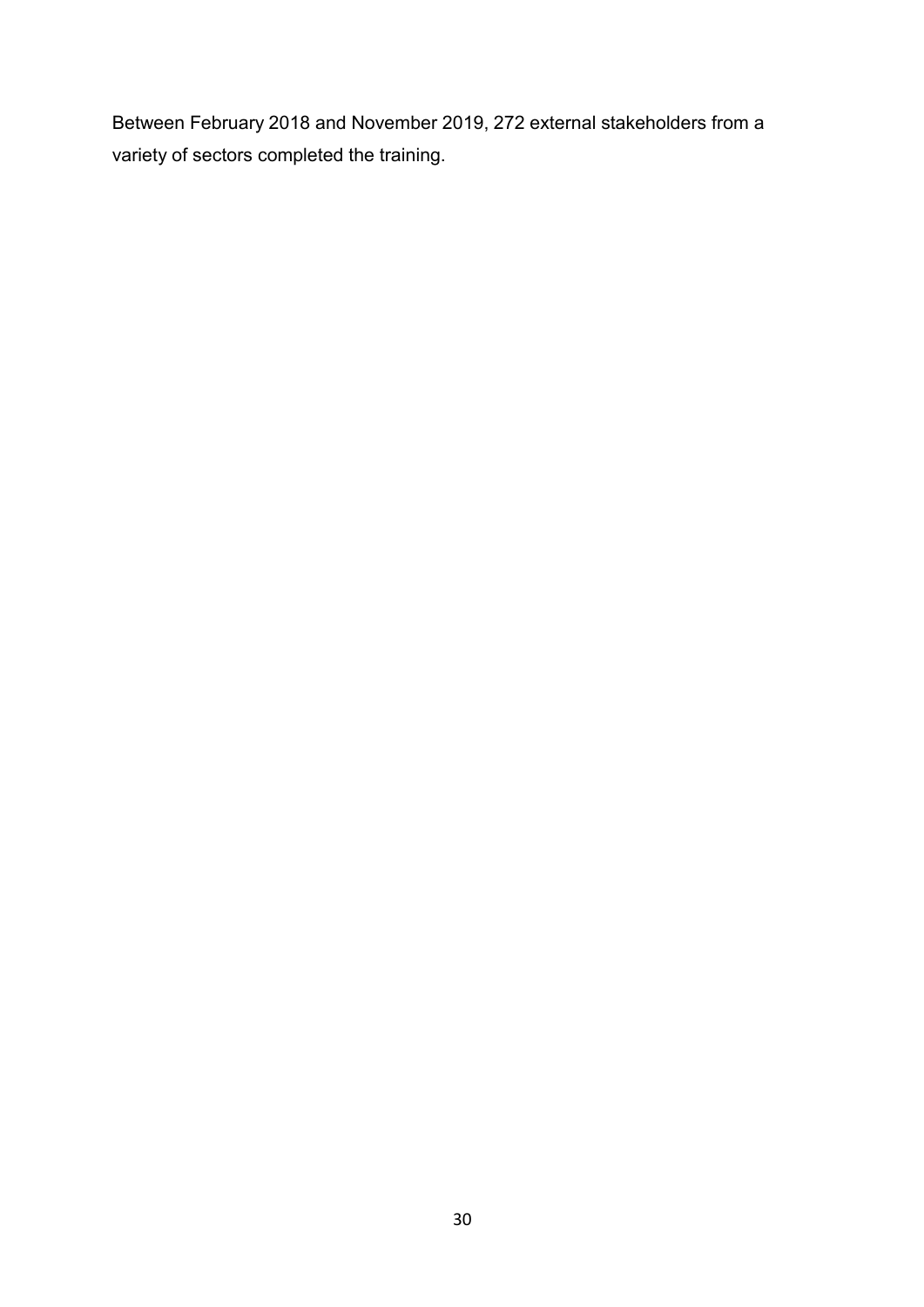Between February 2018 and November 2019, 272 external stakeholders from a variety of sectors completed the training.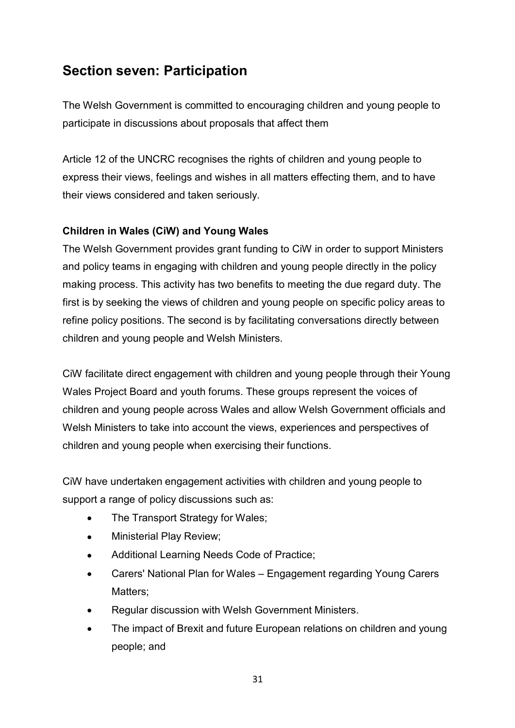## Section seven: Participation

The Welsh Government is committed to encouraging children and young people to participate in discussions about proposals that affect them

Article 12 of the UNCRC recognises the rights of children and young people to express their views, feelings and wishes in all matters effecting them, and to have their views considered and taken seriously.

**Children in Wales (CiW) and Young Wales**

The Welsh Government provides grant funding to CiW in order to support Ministers and policy teams in engaging with children and young people directly in the policy making process. This activity has two benefits to meeting the due regard duty. The first is by seeking the views of children and young people on specific policy areas to refine policy positions. The second is by facilitating conversations directly between children and young people and Welsh Ministers.

CiW facilitate direct engagement with children and young people through their Young Wales Project Board and youth forums. These groups represent the voices of children and young people across Wales and allow Welsh Government officials and Welsh Ministers to take into account the views, experiences and perspectives of children and young people when exercising their functions.

CiW have undertaken engagement activities with children and young people to support a range of policy discussions such as:

- The Transport Strategy for Wales;
- Ministerial Play Review;
- Additional Learning Needs Code of Practice;
- Carers' National Plan for Wales – Engagement regarding Young Carers Matters;
- Regular discussion with Welsh Government Ministers.
- The impact of Brexit and future European relations on children and young people; and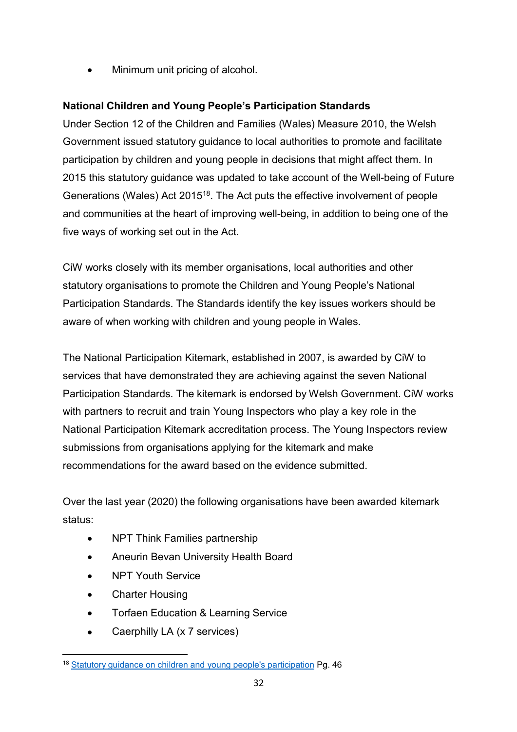- Minimum unit pricing of alcohol.

**National Children and Young People's Participation Standards**

Under Section 12 of the Children and Families (Wales) Measure 2010, the Welsh Government issued statutory guidance to local authorities to promote and facilitate participation by children and young people in decisions that might affect them. In 2015 this statutory guidance was updated to take account of the Well-being of Future Generations (Wales) Act 2015[18]. The Act puts the effective involvement of people and communities at the heart of improving well-being, in addition to being one of the five ways of working set out in the Act.

CiW works closely with its member organisations, local authorities and other statutory organisations to promote the Children and Young People's National Participation Standards. The Standards identify the key issues workers should be aware of when working with children and young people in Wales.

The National Participation Kitemark, established in 2007, is awarded by CiW to services that have demonstrated they are achieving against the seven National Participation Standards. The kitemark is endorsed by Welsh Government. CiW works with partners to recruit and train Young Inspectors who play a key role in the National Participation Kitemark accreditation process. The Young Inspectors review submissions from organisations applying for the kitemark and make recommendations for the award based on the evidence submitted.

Over the last year (2020) the following organisations have been awarded kitemark status:

- NPT Think Families partnership
- Aneurin Bevan University Health Board
- NPT Youth Service
- Charter Housing
- Torfaen Education & Learning Service
- Caerphilly LA (x 7 services)

[18] Statutory guidance on children and young people's participation Pg. 46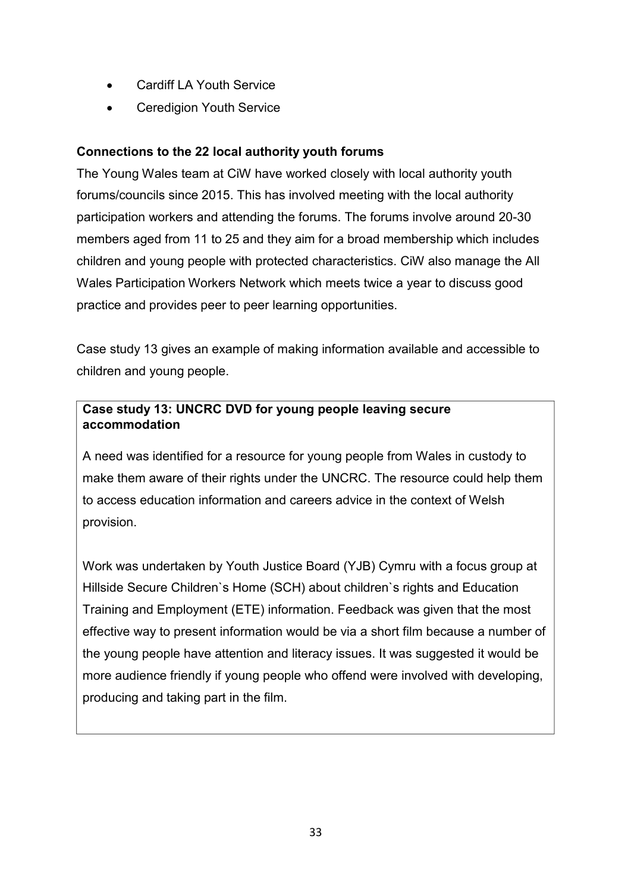- Cardiff LA Youth Service
- Ceredigion Youth Service

**Connections to the 22 local authority youth forums**

The Young Wales team at CiW have worked closely with local authority youth forums/councils since 2015. This has involved meeting with the local authority participation workers and attending the forums. The forums involve around 20-30 members aged from 11 to 25 and they aim for a broad membership which includes children and young people with protected characteristics. CiW also manage the All Wales Participation Workers Network which meets twice a year to discuss good practice and provides peer to peer learning opportunities.

Case study 13 gives an example of making information available and accessible to children and young people.

**Case study 13: UNCRC DVD for young people leaving secure accommodation**

A need was identified for a resource for young people from Wales in custody to make them aware of their rights under the UNCRC. The resource could help them to access education information and careers advice in the context of Welsh provision.

Work was undertaken by Youth Justice Board (YJB) Cymru with a focus group at Hillside Secure Children`s Home (SCH) about children`s rights and Education Training and Employment (ETE) information. Feedback was given that the most effective way to present information would be via a short film because a number of the young people have attention and literacy issues. It was suggested it would be more audience friendly if young people who offend were involved with developing, producing and taking part in the film.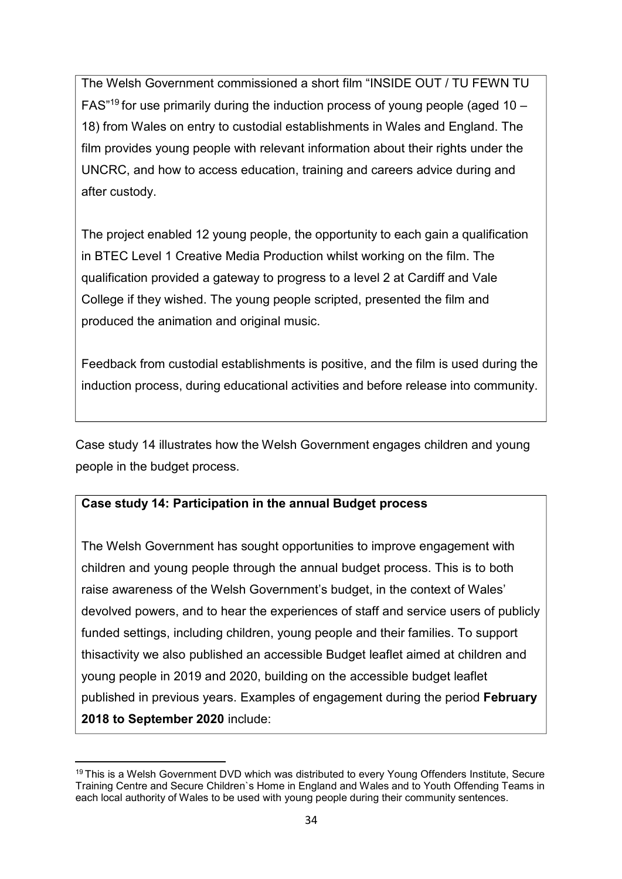The Welsh Government commissioned a short film "INSIDE OUT / TU FEWN TU FAS"[19] for use primarily during the induction process of young people (aged 10 – 18) from Wales on entry to custodial establishments in Wales and England. The film provides young people with relevant information about their rights under the UNCRC, and how to access education, training and careers advice during and after custody.

The project enabled 12 young people, the opportunity to each gain a qualification in BTEC Level 1 Creative Media Production whilst working on the film. The qualification provided a gateway to progress to a level 2 at Cardiff and Vale College if they wished. The young people scripted, presented the film and produced the animation and original music.

Feedback from custodial establishments is positive, and the film is used during the induction process, during educational activities and before release into community.

Case study 14 illustrates how the Welsh Government engages children and young people in the budget process.

**Case study 14: Participation in the annual Budget process**

The Welsh Government has sought opportunities to improve engagement with children and young people through the annual budget process. This is to both raise awareness of the Welsh Government's budget, in the context of Wales' devolved powers, and to hear the experiences of staff and service users of publicly funded settings, including children, young people and their families. To support thisactivity we also published an accessible Budget leaflet aimed at children and young people in 2019 and 2020, building on the accessible budget leaflet published in previous years. Examples of engagement during the period **February 2018 to September 2020** include:

[19] This is a Welsh Government DVD which was distributed to every Young Offenders Institute, Secure Training Centre and Secure Children`s Home in England and Wales and to Youth Offending Teams in each local authority of Wales to be used with young people during their community sentences.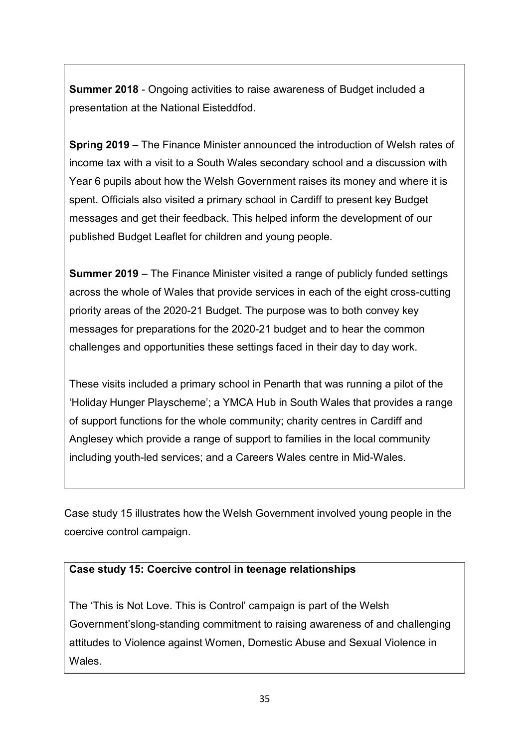**Summer 2018** - Ongoing activities to raise awareness of Budget included a presentation at the National Eisteddfod.

**Spring 2019** – The Finance Minister announced the introduction of Welsh rates of income tax with a visit to a South Wales secondary school and a discussion with Year 6 pupils about how the Welsh Government raises its money and where it is spent. Officials also visited a primary school in Cardiff to present key Budget messages and get their feedback. This helped inform the development of our published Budget Leaflet for children and young people.

**Summer 2019** – The Finance Minister visited a range of publicly funded settings across the whole of Wales that provide services in each of the eight cross-cutting priority areas of the 2020-21 Budget. The purpose was to both convey key messages for preparations for the 2020-21 budget and to hear the common challenges and opportunities these settings faced in their day to day work.

These visits included a primary school in Penarth that was running a pilot of the 'Holiday Hunger Playscheme'; a YMCA Hub in South Wales that provides a range of support functions for the whole community; charity centres in Cardiff and Anglesey which provide a range of support to families in the local community including youth-led services; and a Careers Wales centre in Mid-Wales.

Case study 15 illustrates how the Welsh Government involved young people in the coercive control campaign.

**Case study 15: Coercive control in teenage relationships**

The 'This is Not Love. This is Control' campaign is part of the Welsh Government'slong-standing commitment to raising awareness of and challenging attitudes to Violence against Women, Domestic Abuse and Sexual Violence in Wales.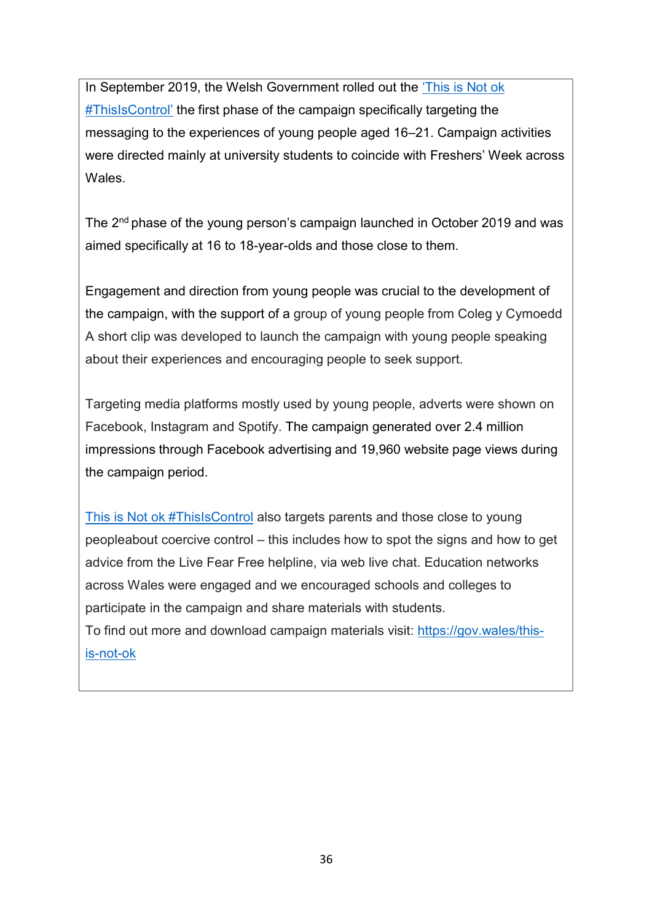In September 2019, the Welsh Government rolled out the 'This is Not ok #ThisIsControl' the first phase of the campaign specifically targeting the messaging to the experiences of young people aged 16–21. Campaign activities were directed mainly at university students to coincide with Freshers' Week across Wales.

The 2nd phase of the young person's campaign launched in October 2019 and was aimed specifically at 16 to 18-year-olds and those close to them.

Engagement and direction from young people was crucial to the development of the campaign, with the support of a group of young people from Coleg y Cymoedd A short clip was developed to launch the campaign with young people speaking about their experiences and encouraging people to seek support.

Targeting media platforms mostly used by young people, adverts were shown on Facebook, Instagram and Spotify. The campaign generated over 2.4 million impressions through Facebook advertising and 19,960 website page views during the campaign period.

This is Not ok #ThisIsControl also targets parents and those close to young peopleabout coercive control – this includes how to spot the signs and how to get advice from the Live Fear Free helpline, via web live chat. Education networks across Wales were engaged and we encouraged schools and colleges to participate in the campaign and share materials with students.
To find out more and download campaign materials visit: https://gov.wales/this-is-not-ok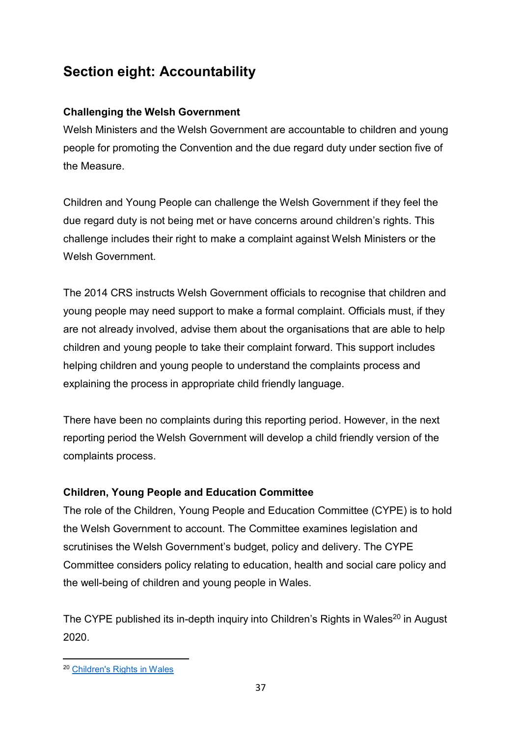## Section eight: Accountability

### Challenging the Welsh Government

Welsh Ministers and the Welsh Government are accountable to children and young people for promoting the Convention and the due regard duty under section five of the Measure.

Children and Young People can challenge the Welsh Government if they feel the due regard duty is not being met or have concerns around children's rights. This challenge includes their right to make a complaint against Welsh Ministers or the Welsh Government.

The 2014 CRS instructs Welsh Government officials to recognise that children and young people may need support to make a formal complaint. Officials must, if they are not already involved, advise them about the organisations that are able to help children and young people to take their complaint forward. This support includes helping children and young people to understand the complaints process and explaining the process in appropriate child friendly language.

There have been no complaints during this reporting period. However, in the next reporting period the Welsh Government will develop a child friendly version of the complaints process.

### Children, Young People and Education Committee

The role of the Children, Young People and Education Committee (CYPE) is to hold the Welsh Government to account. The Committee examines legislation and scrutinises the Welsh Government's budget, policy and delivery. The CYPE Committee considers policy relating to education, health and social care policy and the well-being of children and young people in Wales.

The CYPE published its in-depth inquiry into Children's Rights in Wales[20] in August 2020.

[20] Children's Rights in Wales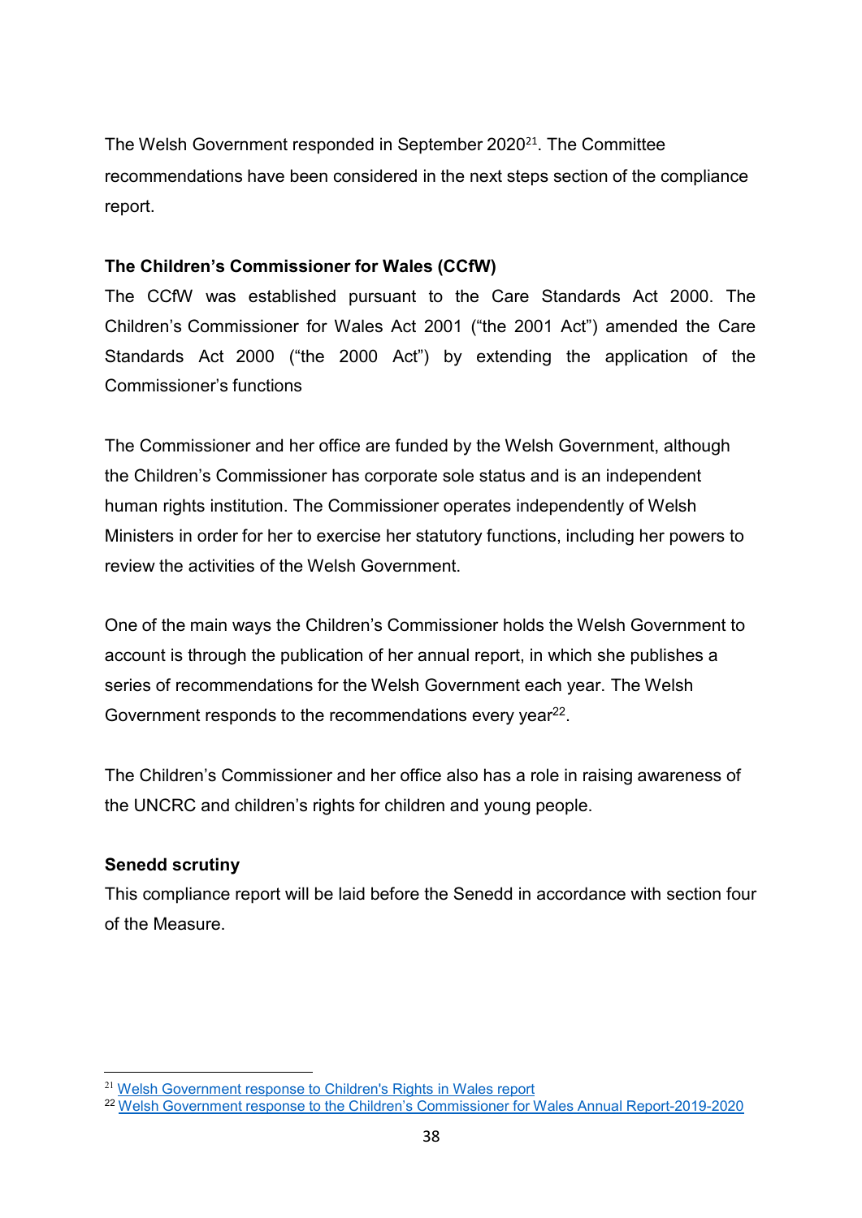The Welsh Government responded in September 2020[21]. The Committee recommendations have been considered in the next steps section of the compliance report.

**The Children's Commissioner for Wales (CCfW)**

The CCfW was established pursuant to the Care Standards Act 2000. The Children's Commissioner for Wales Act 2001 ("the 2001 Act") amended the Care Standards Act 2000 ("the 2000 Act") by extending the application of the Commissioner's functions

The Commissioner and her office are funded by the Welsh Government, although the Children's Commissioner has corporate sole status and is an independent human rights institution. The Commissioner operates independently of Welsh Ministers in order for her to exercise her statutory functions, including her powers to review the activities of the Welsh Government.

One of the main ways the Children's Commissioner holds the Welsh Government to account is through the publication of her annual report, in which she publishes a series of recommendations for the Welsh Government each year. The Welsh Government responds to the recommendations every year[22].

The Children's Commissioner and her office also has a role in raising awareness of the UNCRC and children's rights for children and young people.

**Senedd scrutiny**

This compliance report will be laid before the Senedd in accordance with section four of the Measure.

---

[21] Welsh Government response to Children's Rights in Wales report

[22] Welsh Government response to the Children's Commissioner for Wales Annual Report-2019-2020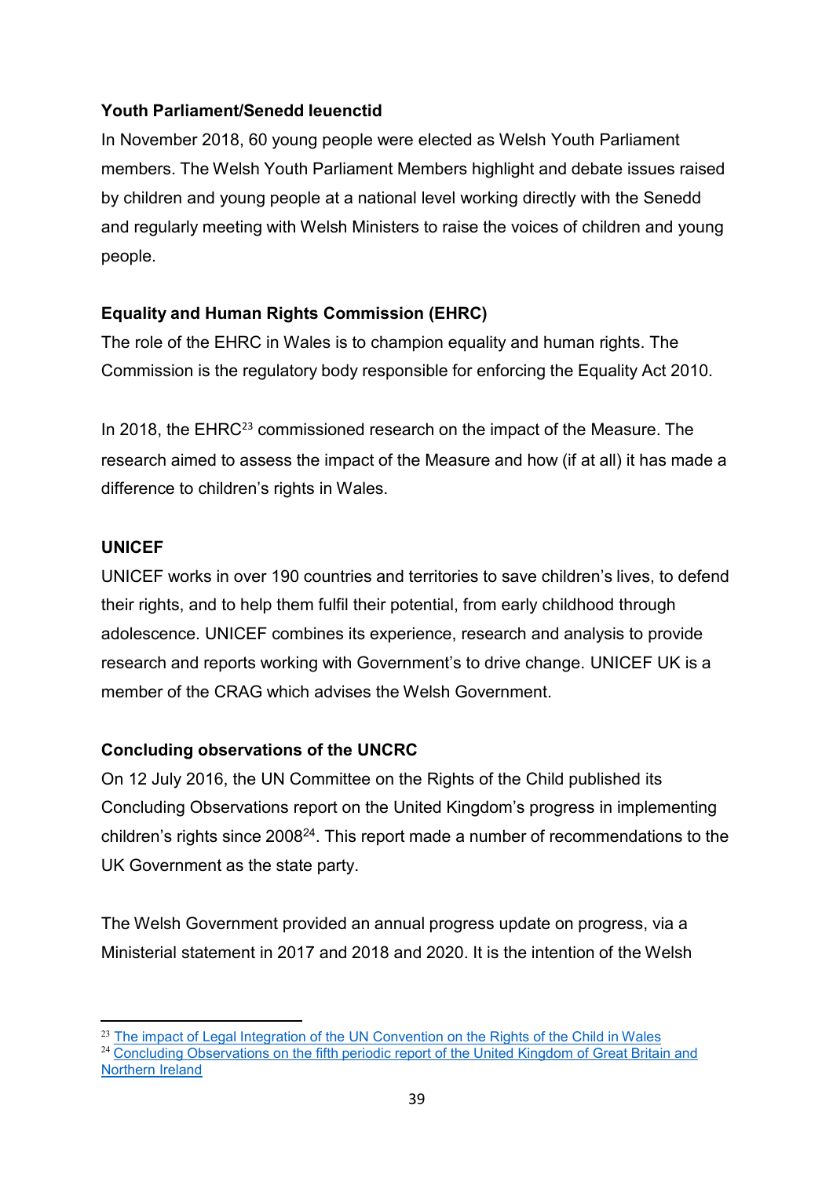**Youth Parliament/Senedd Ieuenctid**

In November 2018, 60 young people were elected as Welsh Youth Parliament members. The Welsh Youth Parliament Members highlight and debate issues raised by children and young people at a national level working directly with the Senedd and regularly meeting with Welsh Ministers to raise the voices of children and young people.

**Equality and Human Rights Commission (EHRC)**

The role of the EHRC in Wales is to champion equality and human rights. The Commission is the regulatory body responsible for enforcing the Equality Act 2010.

In 2018, the EHRC[23] commissioned research on the impact of the Measure. The research aimed to assess the impact of the Measure and how (if at all) it has made a difference to children's rights in Wales.

**UNICEF**

UNICEF works in over 190 countries and territories to save children's lives, to defend their rights, and to help them fulfil their potential, from early childhood through adolescence. UNICEF combines its experience, research and analysis to provide research and reports working with Government's to drive change. UNICEF UK is a member of the CRAG which advises the Welsh Government.

**Concluding observations of the UNCRC**

On 12 July 2016, the UN Committee on the Rights of the Child published its Concluding Observations report on the United Kingdom's progress in implementing children's rights since 2008[24]. This report made a number of recommendations to the UK Government as the state party.

The Welsh Government provided an annual progress update on progress, via a Ministerial statement in 2017 and 2018 and 2020. It is the intention of the Welsh

---

[23] The impact of Legal Integration of the UN Convention on the Rights of the Child in Wales

[24] Concluding Observations on the fifth periodic report of the United Kingdom of Great Britain and Northern Ireland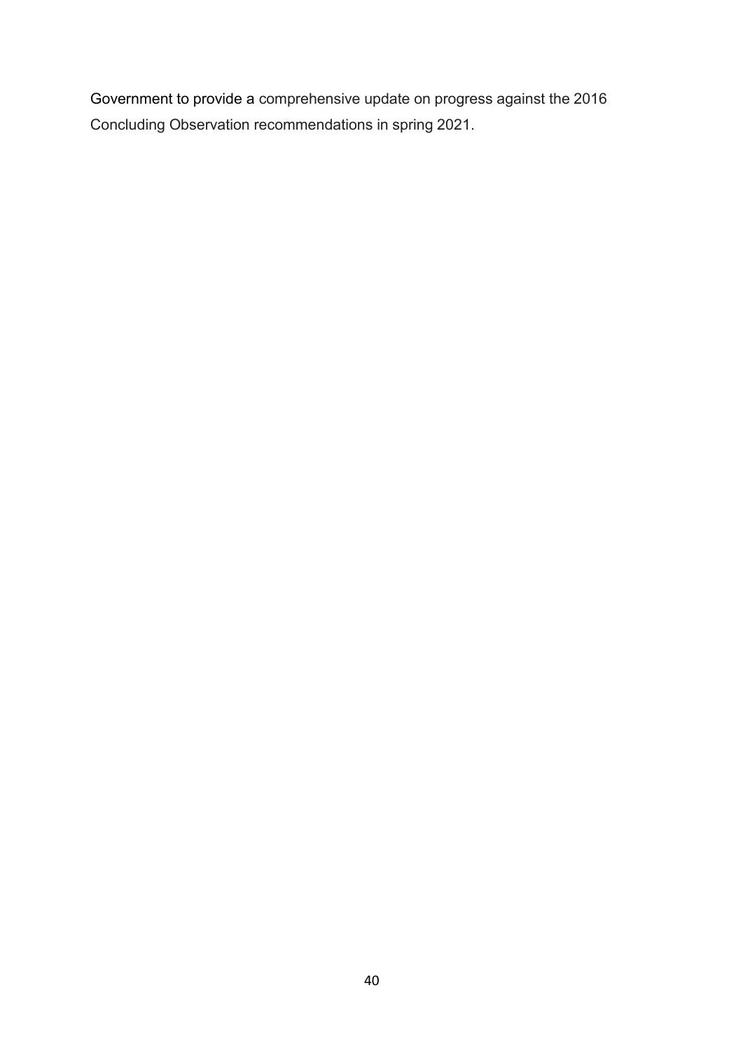Government to provide a comprehensive update on progress against the 2016 Concluding Observation recommendations in spring 2021.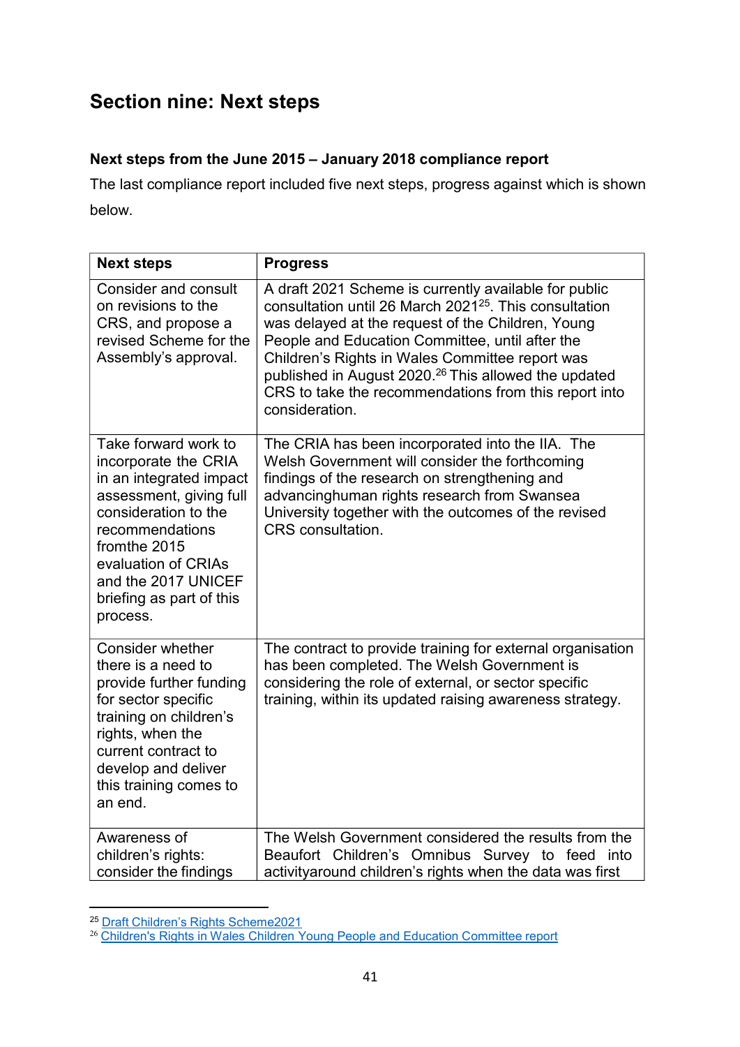## Section nine: Next steps

**Next steps from the June 2015 – January 2018 compliance report**

The last compliance report included five next steps, progress against which is shown below.

| Next steps | Progress |
|---|---|
| Consider and consult on revisions to the CRS, and propose a revised Scheme for the Assembly's approval. | A draft 2021 Scheme is currently available for public consultation until 26 March 2021[25]. This consultation was delayed at the request of the Children, Young People and Education Committee, until after the Children's Rights in Wales Committee report was published in August 2020.[26] This allowed the updated CRS to take the recommendations from this report into consideration. |
| Take forward work to incorporate the CRIA in an integrated impact assessment, giving full consideration to the recommendations fromthe 2015 evaluation of CRIAs and the 2017 UNICEF briefing as part of this process. | The CRIA has been incorporated into the IIA. The Welsh Government will consider the forthcoming findings of the research on strengthening and advancinghuman rights research from Swansea University together with the outcomes of the revised CRS consultation. |
| Consider whether there is a need to provide further funding for sector specific training on children's rights, when the current contract to develop and deliver this training comes to an end. | The contract to provide training for external organisation has been completed. The Welsh Government is considering the role of external, or sector specific training, within its updated raising awareness strategy. |
| Awareness of children's rights: consider the findings | The Welsh Government considered the results from the Beaufort Children's Omnibus Survey to feed into activityaround children's rights when the data was first |

[25] Draft Children's Rights Scheme2021

[26] Children's Rights in Wales Children Young People and Education Committee report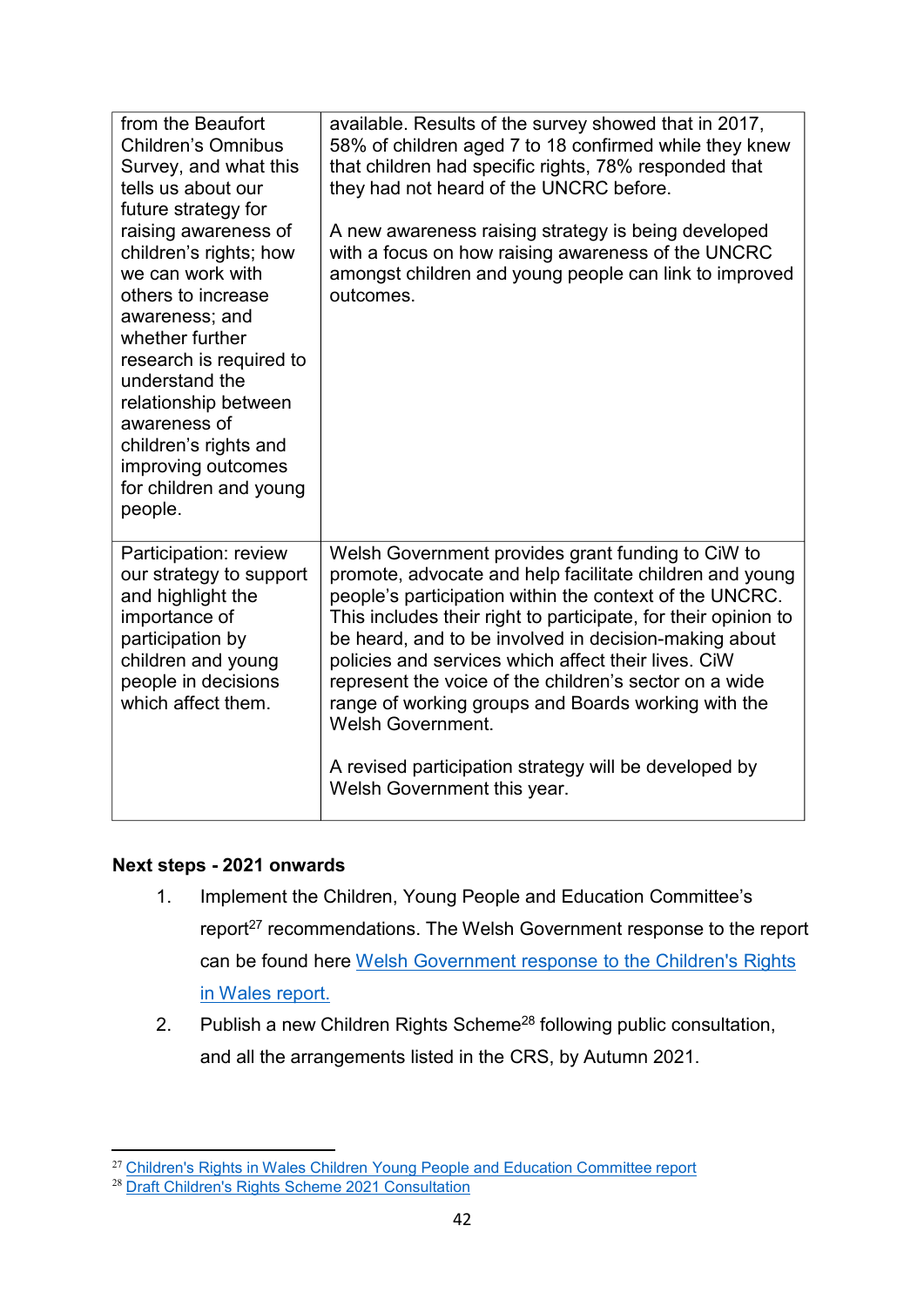| | |
|---|---|
| from the Beaufort Children's Omnibus Survey, and what this tells us about our future strategy for raising awareness of children's rights; how we can work with others to increase awareness; and whether further research is required to understand the relationship between awareness of children's rights and improving outcomes for children and young people. | available. Results of the survey showed that in 2017, 58% of children aged 7 to 18 confirmed while they knew that children had specific rights, 78% responded that they had not heard of the UNCRC before.<br><br>A new awareness raising strategy is being developed with a focus on how raising awareness of the UNCRC amongst children and young people can link to improved outcomes. |
| Participation: review our strategy to support and highlight the importance of participation by children and young people in decisions which affect them. | Welsh Government provides grant funding to CiW to promote, advocate and help facilitate children and young people's participation within the context of the UNCRC. This includes their right to participate, for their opinion to be heard, and to be involved in decision-making about policies and services which affect their lives. CiW represent the voice of the children's sector on a wide range of working groups and Boards working with the Welsh Government.<br><br>A revised participation strategy will be developed by Welsh Government this year. |

**Next steps - 2021 onwards**

1. Implement the Children, Young People and Education Committee's report[27] recommendations. The Welsh Government response to the report can be found here [Welsh Government response to the Children's Rights in Wales report.]()
2. Publish a new Children Rights Scheme[28] following public consultation, and all the arrangements listed in the CRS, by Autumn 2021.

---

[27] [Children's Rights in Wales Children Young People and Education Committee report]()
[28] [Draft Children's Rights Scheme 2021 Consultation]()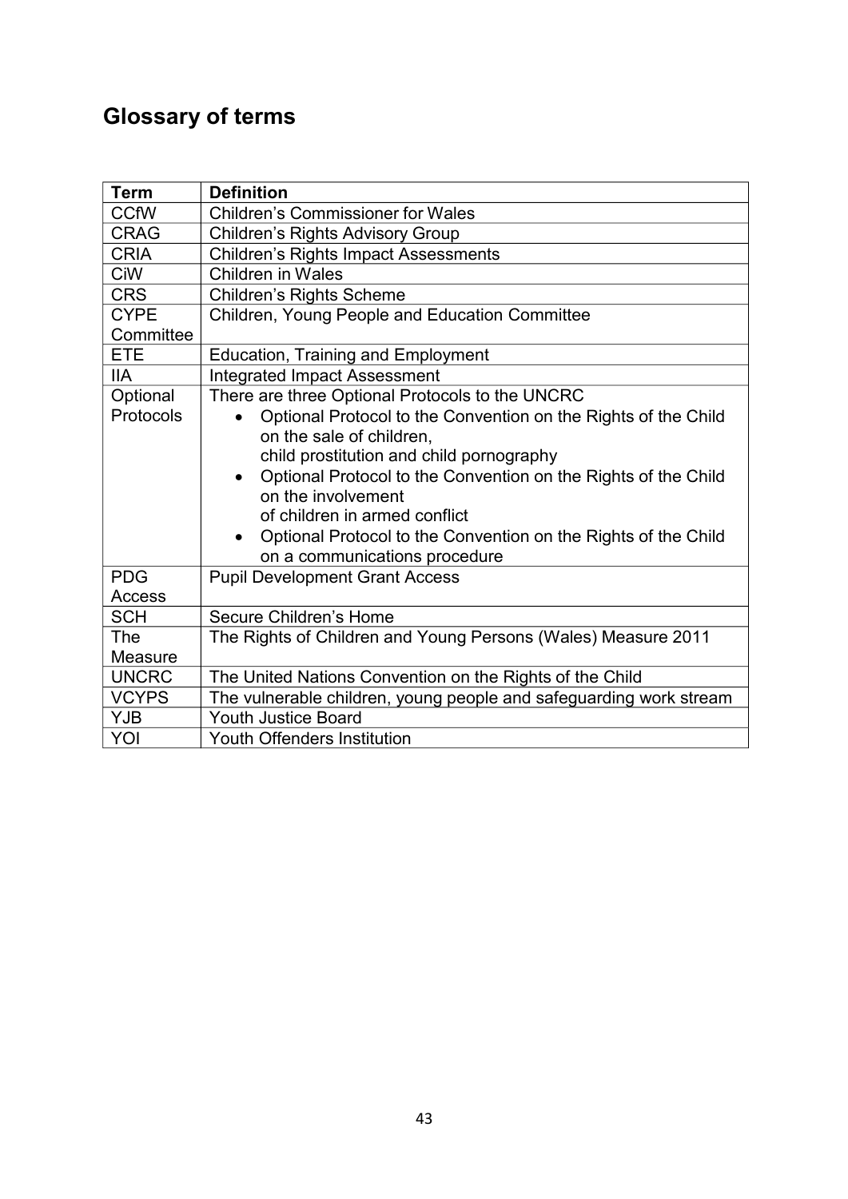## Glossary of terms

| Term | Definition |
|---|---|
| CCfW | Children's Commissioner for Wales |
| CRAG | Children's Rights Advisory Group |
| CRIA | Children's Rights Impact Assessments |
| CiW | Children in Wales |
| CRS | Children's Rights Scheme |
| CYPE Committee | Children, Young People and Education Committee |
| ETE | Education, Training and Employment |
| IIA | Integrated Impact Assessment |
| Optional Protocols | There are three Optional Protocols to the UNCRC<br>• Optional Protocol to the Convention on the Rights of the Child on the sale of children, child prostitution and child pornography<br>• Optional Protocol to the Convention on the Rights of the Child on the involvement of children in armed conflict<br>• Optional Protocol to the Convention on the Rights of the Child on a communications procedure |
| PDG Access | Pupil Development Grant Access |
| SCH | Secure Children's Home |
| The Measure | The Rights of Children and Young Persons (Wales) Measure 2011 |
| UNCRC | The United Nations Convention on the Rights of the Child |
| VCYPS | The vulnerable children, young people and safeguarding work stream |
| YJB | Youth Justice Board |
| YOI | Youth Offenders Institution |